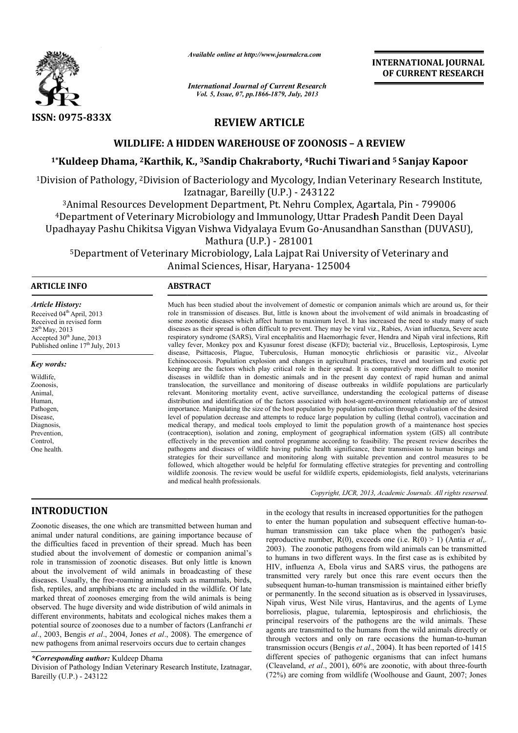*Available online at http://www.journalcra.com*

*International Journal of Current Research*
*Vol. 5, Issue, 07, pp.1866-1879, July, 2013*

**INTERNATIONAL JOURNAL OF CURRENT RESEARCH**

ISSN: 0975-833X

## REVIEW ARTICLE

# WILDLIFE: A HIDDEN WAREHOUSE OF ZOONOSIS – A REVIEW

**[1*]Kuldeep Dhama, [2]Karthik, K., [3]Sandip Chakraborty, [4]Ruchi Tiwari and [5] Sanjay Kapoor**

[1]Division of Pathology, [2]Division of Bacteriology and Mycology, Indian Veterinary Research Institute, Izatnagar, Bareilly (U.P.) - 243122

[3]Animal Resources Development Department, Pt. Nehru Complex, Agartala, Pin - 799006

[4]Department of Veterinary Microbiology and Immunology, Uttar Pradesh Pandit Deen Dayal Upadhayay Pashu Chikitsa Vigyan Vishwa Vidyalaya Evum Go-Anusandhan Sansthan (DUVASU), Mathura (U.P.) - 281001

[5]Department of Veterinary Microbiology, Lala Lajpat Rai University of Veterinary and Animal Sciences, Hisar, Haryana- 125004

**ARTICLE INFO**

*Article History:*

Received 04th April, 2013
Received in revised form 28th May, 2013
Accepted 30th June, 2013
Published online 17th July, 2013

*Key words:*

Wildlife,
Zoonosis,
Animal,
Human,
Pathogen,
Disease,
Diagnosis,
Prevention,
Control,
One health.

**ABSTRACT**

Much has been studied about the involvement of domestic or companion animals which are around us, for their role in transmission of diseases. But, little is known about the involvement of wild animals in broadcasting of some zoonotic diseases which affect human to maximum level. It has increased the need to study many of such diseases as their spread is often difficult to prevent. They may be viral viz., Rabies, Avian influenza, Severe acute respiratory syndrome (SARS), Viral encephalitis and Haemorrhagic fever, Hendra and Nipah viral infections, Rift valley fever, Monkey pox and Kyasunur forest disease (KFD); bacterial viz., Brucellosis, Leptospirosis, Lyme disease, Psittacosis, Plague, Tuberculosis, Human monocytic ehrlichiosis or parasitic viz., Alveolar Echinococcosis. Population explosion and changes in agricultural practices, travel and tourism and exotic pet keeping are the factors which play critical role in their spread. It is comparatively more difficult to monitor diseases in wildlife than in domestic animals and in the present day context of rapid human and animal translocation, the surveillance and monitoring of disease outbreaks in wildlife populations are particularly relevant. Monitoring mortality event, active surveillance, understanding the ecological patterns of disease distribution and identification of the factors associated with host-agent-environment relationship are of utmost importance. Manipulating the size of the host population by population reduction through evaluation of the desired level of population decrease and attempts to reduce large population by culling (lethal control), vaccination and medical therapy, and medical tools employed to limit the population growth of a maintenance host species (contraception), isolation and zoning, employment of geographical information system (GIS) all contribute effectively in the prevention and control programme according to feasibility. The present review describes the pathogens and diseases of wildlife having public health significance, their transmission to human beings and strategies for their surveillance and monitoring along with suitable prevention and control measures to be followed, which altogether would be helpful for formulating effective strategies for preventing and controlling wildlife zoonosis. The review would be useful for wildlife experts, epidemiologists, field analysts, veterinarians and medical health professionals.

*Copyright, IJCR, 2013, Academic Journals. All rights reserved.*

## INTRODUCTION

Zoonotic diseases, the one which are transmitted between human and animal under natural conditions, are gaining importance because of the difficulties faced in prevention of their spread. Much has been studied about the involvement of domestic or companion animal's role in transmission of zoonotic diseases. But only little is known about the involvement of wild animals in broadcasting of these diseases. Usually, the free-roaming animals such as mammals, birds, fish, reptiles, and amphibians etc are included in the wildlife. Of late marked threat of zoonoses emerging from the wild animals is being observed. The huge diversity and wide distribution of wild animals in different environments, habitats and ecological niches makes them a potential source of zoonoses due to a number of factors (Lanfranchi *et al*., 2003, Bengis *et al*., 2004, Jones *et al*., 2008). The emergence of new pathogens from animal reservoirs occurs due to certain changes in the ecology that results in increased opportunities for the pathogen to enter the human population and subsequent effective human-to-human transmission can take place when the pathogen's basic reproductive number, R(0), exceeds one (i.e. $R(0) > 1$) (Antia *et al*,. 2003). The zoonotic pathogens from wild animals can be transmitted to humans in two different ways. In the first case as is exhibited by HIV, influenza A, Ebola virus and SARS virus, the pathogens are transmitted very rarely but once this rare event occurs then the subsequent human-to-human transmission is maintained either briefly or permanently. In the second situation as is observed in lyssaviruses, Nipah virus, West Nile virus, Hantavirus, and the agents of Lyme borreliosis, plague, tularemia, leptospirosis and ehrlichiosis, the principal reservoirs of the pathogens are the wild animals. These agents are transmitted to the humans from the wild animals directly or through vectors and only on rare occasions the human-to-human transmission occurs (Bengis *et al*., 2004). It has been reported of 1415 different species of pathogenic organisms that can infect humans (Cleaveland, *et al*., 2001), 60% are zoonotic, with about three-fourth (72%) are coming from wildlife (Woolhouse and Gaunt, 2007; Jones

*\*Corresponding author:* Kuldeep Dhama
Division of Pathology Indian Veterinary Research Institute, Izatnagar, Bareilly (U.P.) - 243122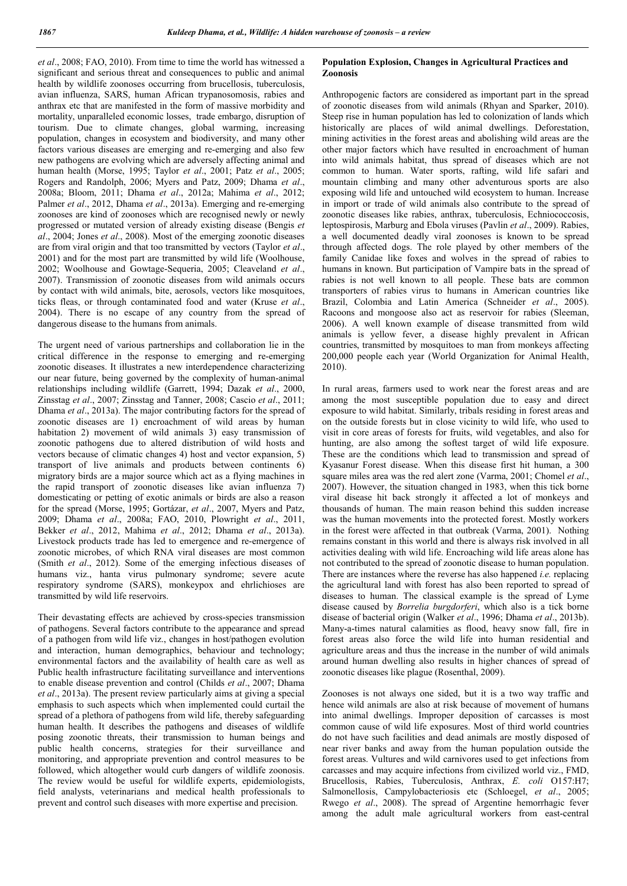*et al*., 2008; FAO, 2010). From time to time the world has witnessed a significant and serious threat and consequences to public and animal health by wildlife zoonoses occurring from brucellosis, tuberculosis, avian influenza, SARS, human African trypanosomosis, rabies and anthrax etc that are manifested in the form of massive morbidity and mortality, unparalleled economic losses, trade embargo, disruption of tourism. Due to climate changes, global warming, increasing population, changes in ecosystem and biodiversity, and many other factors various diseases are emerging and re-emerging and also few new pathogens are evolving which are adversely affecting animal and human health (Morse, 1995; Taylor *et al*., 2001; Patz *et al*., 2005; Rogers and Randolph, 2006; Myers and Patz, 2009; Dhama *et al*., 2008a; Bloom, 2011; Dhama *et al*., 2012a; Mahima *et al*., 2012; Palmer *et al*., 2012, Dhama *et al*., 2013a). Emerging and re-emerging zoonoses are kind of zoonoses which are recognised newly or newly progressed or mutated version of already existing disease (Bengis *et al*., 2004; Jones *et al*., 2008). Most of the emerging zoonotic diseases are from viral origin and that too transmitted by vectors (Taylor *et al*., 2001) and for the most part are transmitted by wild life (Woolhouse, 2002; Woolhouse and Gowtage-Sequeria, 2005; Cleaveland *et al*., 2007). Transmission of zoonotic diseases from wild animals occurs by contact with wild animals, bite, aerosols, vectors like mosquitoes, ticks fleas, or through contaminated food and water (Kruse *et al*., 2004). There is no escape of any country from the spread of dangerous disease to the humans from animals.

The urgent need of various partnerships and collaboration lie in the critical difference in the response to emerging and re-emerging zoonotic diseases. It illustrates a new interdependence characterizing our near future, being governed by the complexity of human-animal relationships including wildlife (Garrett, 1994; Dazak *et al*., 2000, Zinsstag *et al*., 2007; Zinsstag and Tanner, 2008; Cascio *et al*., 2011; Dhama *et al*., 2013a). The major contributing factors for the spread of zoonotic diseases are 1) encroachment of wild areas by human habitation 2) movement of wild animals 3) easy transmission of zoonotic pathogens due to altered distribution of wild hosts and vectors because of climatic changes 4) host and vector expansion, 5) transport of live animals and products between continents 6) migratory birds are a major source which act as a flying machines in the rapid transport of zoonotic diseases like avian influenza 7) domesticating or petting of exotic animals or birds are also a reason for the spread (Morse, 1995; Gortázar, *et al*., 2007, Myers and Patz, 2009; Dhama *et al*., 2008a; FAO, 2010, Plowright *et al*., 2011, Bekker *et al*., 2012, Mahima *et al*., 2012; Dhama *et al*., 2013a). Livestock products trade has led to emergence and re-emergence of zoonotic microbes, of which RNA viral diseases are most common (Smith *et al*., 2012). Some of the emerging infectious diseases of humans viz., hanta virus pulmonary syndrome; severe acute respiratory syndrome (SARS), monkeypox and ehrlichioses are transmitted by wild life reservoirs.

Their devastating effects are achieved by cross-species transmission of pathogens. Several factors contribute to the appearance and spread of a pathogen from wild life viz., changes in host/pathogen evolution and interaction, human demographics, behaviour and technology; environmental factors and the availability of health care as well as Public health infrastructure facilitating surveillance and interventions to enable disease prevention and control (Childs *et al*., 2007; Dhama *et al*., 2013a). The present review particularly aims at giving a special emphasis to such aspects which when implemented could curtail the spread of a plethora of pathogens from wild life, thereby safeguarding human health. It describes the pathogens and diseases of wildlife posing zoonotic threats, their transmission to human beings and public health concerns, strategies for their surveillance and monitoring, and appropriate prevention and control measures to be followed, which altogether would curb dangers of wildlife zoonosis. The review would be useful for wildlife experts, epidemiologists, field analysts, veterinarians and medical health professionals to prevent and control such diseases with more expertise and precision.

## Population Explosion, Changes in Agricultural Practices and Zoonosis

Anthropogenic factors are considered as important part in the spread of zoonotic diseases from wild animals (Rhyan and Sparker, 2010). Steep rise in human population has led to colonization of lands which historically are places of wild animal dwellings. Deforestation, mining activities in the forest areas and abolishing wild areas are the other major factors which have resulted in encroachment of human into wild animals habitat, thus spread of diseases which are not common to human. Water sports, rafting, wild life safari and mountain climbing and many other adventurous sports are also exposing wild life and untouched wild ecosystem to human. Increase in import or trade of wild animals also contribute to the spread of zoonotic diseases like rabies, anthrax, tuberculosis, Echniococcosis, leptospirosis, Marburg and Ebola viruses (Pavlin *et al*., 2009). Rabies, a well documented deadly viral zoonoses is known to be spread through affected dogs. The role played by other members of the family Canidae like foxes and wolves in the spread of rabies to humans in known. But participation of Vampire bats in the spread of rabies is not well known to all people. These bats are common transporters of rabies virus to humans in American countries like Brazil, Colombia and Latin America (Schneider *et al*., 2005). Racoons and mongoose also act as reservoir for rabies (Sleeman, 2006). A well known example of disease transmitted from wild animals is yellow fever, a disease highly prevalent in African countries, transmitted by mosquitoes to man from monkeys affecting 200,000 people each year (World Organization for Animal Health, 2010).

In rural areas, farmers used to work near the forest areas and are among the most susceptible population due to easy and direct exposure to wild habitat. Similarly, tribals residing in forest areas and on the outside forests but in close vicinity to wild life, who used to visit in core areas of forests for fruits, wild vegetables, and also for hunting, are also among the softest target of wild life exposure. These are the conditions which lead to transmission and spread of Kyasanur Forest disease. When this disease first hit human, a 300 square miles area was the red alert zone (Varma, 2001; Chomel *et al*., 2007). However, the situation changed in 1983, when this tick borne viral disease hit back strongly it affected a lot of monkeys and thousands of human. The main reason behind this sudden increase was the human movements into the protected forest. Mostly workers in the forest were affected in that outbreak (Varma, 2001). Nothing remains constant in this world and there is always risk involved in all activities dealing with wild life. Encroaching wild life areas alone has not contributed to the spread of zoonotic disease to human population. There are instances where the reverse has also happened *i.e.* replacing the agricultural land with forest has also been reported to spread of diseases to human. The classical example is the spread of Lyme disease caused by *Borrelia burgdorferi*, which also is a tick borne disease of bacterial origin (Walker *et al*., 1996; Dhama *et al*., 2013b). Many-a-times natural calamities as flood, heavy snow fall, fire in forest areas also force the wild life into human residential and agriculture areas and thus the increase in the number of wild animals around human dwelling also results in higher chances of spread of zoonotic diseases like plague (Rosenthal, 2009).

Zoonoses is not always one sided, but it is a two way traffic and hence wild animals are also at risk because of movement of humans into animal dwellings. Improper deposition of carcasses is most common cause of wild life exposures. Most of third world countries do not have such facilities and dead animals are mostly disposed of near river banks and away from the human population outside the forest areas. Vultures and wild carnivores used to get infections from carcasses and may acquire infections from civilized world viz., FMD, Brucellosis, Rabies, Tuberculosis, Anthrax, *E. coli* O157:H7; Salmonellosis, Campylobacteriosis etc (Schloegel, *et al*., 2005; Rwego *et al*., 2008). The spread of Argentine hemorrhagic fever among the adult male agricultural workers from east-central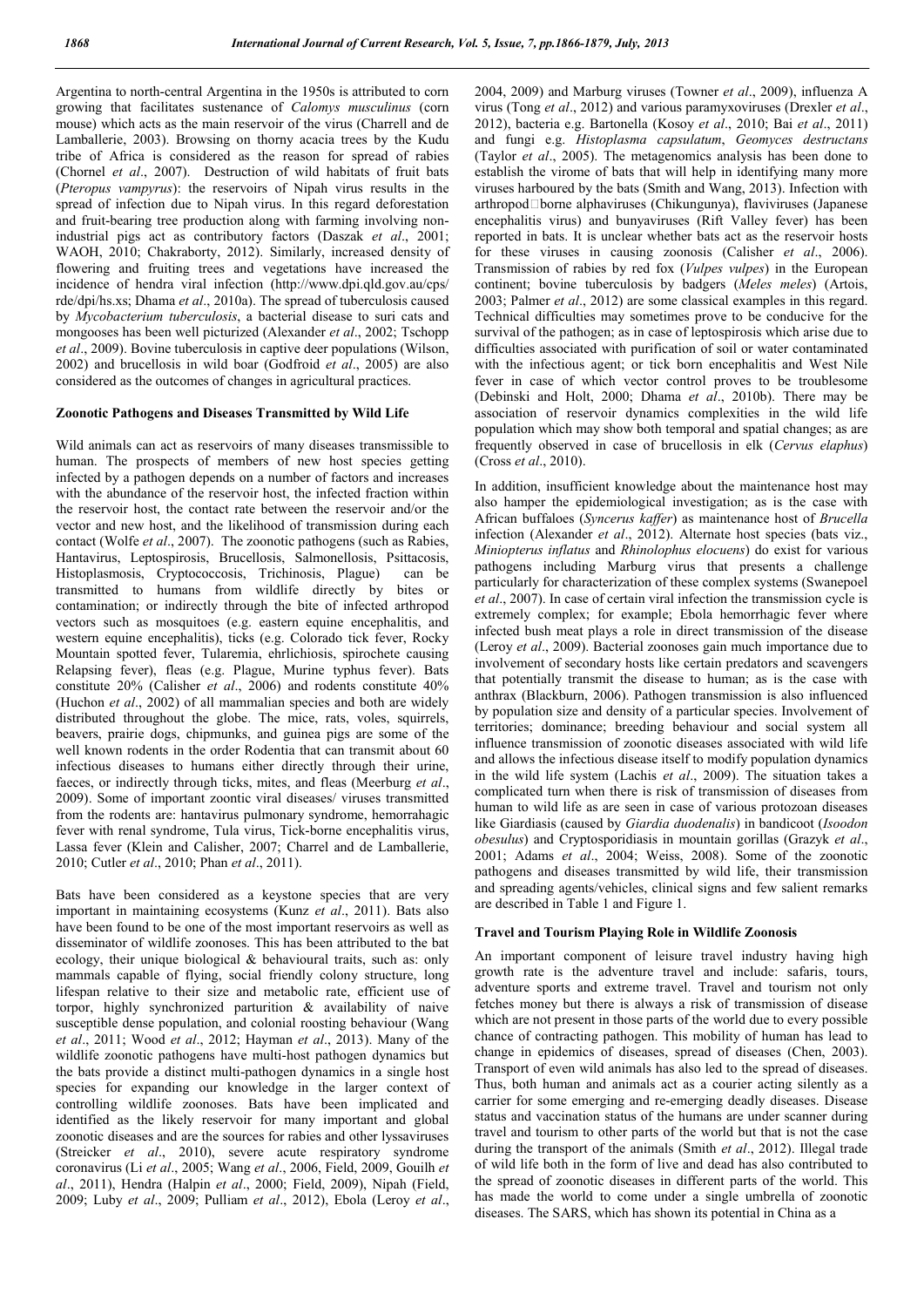Argentina to north-central Argentina in the 1950s is attributed to corn growing that facilitates sustenance of *Calomys musculinus* (corn mouse) which acts as the main reservoir of the virus (Charrell and de Lamballerie, 2003). Browsing on thorny acacia trees by the Kudu tribe of Africa is considered as the reason for spread of rabies (Chornel *et al*., 2007). Destruction of wild habitats of fruit bats (*Pteropus vampyrus*): the reservoirs of Nipah virus results in the spread of infection due to Nipah virus. In this regard deforestation and fruit-bearing tree production along with farming involving non-industrial pigs act as contributory factors (Daszak *et al*., 2001; WAOH, 2010; Chakraborty, 2012). Similarly, increased density of flowering and fruiting trees and vegetations have increased the incidence of hendra viral infection (http://www.dpi.qld.gov.au/cps/rde/dpi/hs.xs; Dhama *et al*., 2010a). The spread of tuberculosis caused by *Mycobacterium tuberculosis*, a bacterial disease to suri cats and mongooses has been well picturized (Alexander *et al*., 2002; Tschopp *et al*., 2009). Bovine tuberculosis in captive deer populations (Wilson, 2002) and brucellosis in wild boar (Godfroid *et al*., 2005) are also considered as the outcomes of changes in agricultural practices.

## Zoonotic Pathogens and Diseases Transmitted by Wild Life

Wild animals can act as reservoirs of many diseases transmissible to human. The prospects of members of new host species getting infected by a pathogen depends on a number of factors and increases with the abundance of the reservoir host, the infected fraction within the reservoir host, the contact rate between the reservoir and/or the vector and new host, and the likelihood of transmission during each contact (Wolfe *et al*., 2007). The zoonotic pathogens (such as Rabies, Hantavirus, Leptospirosis, Brucellosis, Salmonellosis, Psittacosis, Histoplasmosis, Cryptococcosis, Trichinosis, Plague) can be transmitted to humans from wildlife directly by bites or contamination; or indirectly through the bite of infected arthropod vectors such as mosquitoes (e.g. eastern equine encephalitis, and western equine encephalitis), ticks (e.g. Colorado tick fever, Rocky Mountain spotted fever, Tularemia, ehrlichiosis, spirochete causing Relapsing fever), fleas (e.g. Plague, Murine typhus fever). Bats constitute 20% (Calisher *et al*., 2006) and rodents constitute 40% (Huchon *et al*., 2002) of all mammalian species and both are widely distributed throughout the globe. The mice, rats, voles, squirrels, beavers, prairie dogs, chipmunks, and guinea pigs are some of the well known rodents in the order Rodentia that can transmit about 60 infectious diseases to humans either directly through their urine, faeces, or indirectly through ticks, mites, and fleas (Meerburg *et al*., 2009). Some of important zoontic viral diseases/ viruses transmitted from the rodents are: hantavirus pulmonary syndrome, hemorrahagic fever with renal syndrome, Tula virus, Tick-borne encephalitis virus, Lassa fever (Klein and Calisher, 2007; Charrel and de Lamballerie, 2010; Cutler *et al*., 2010; Phan *et al*., 2011).

Bats have been considered as a keystone species that are very important in maintaining ecosystems (Kunz *et al*., 2011). Bats also have been found to be one of the most important reservoirs as well as disseminator of wildlife zoonoses. This has been attributed to the bat ecology, their unique biological & behavioural traits, such as: only mammals capable of flying, social friendly colony structure, long lifespan relative to their size and metabolic rate, efficient use of torpor, highly synchronized parturition & availability of naive susceptible dense population, and colonial roosting behaviour (Wang *et al*., 2011; Wood *et al*., 2012; Hayman *et al*., 2013). Many of the wildlife zoonotic pathogens have multi-host pathogen dynamics but the bats provide a distinct multi-pathogen dynamics in a single host species for expanding our knowledge in the larger context of controlling wildlife zoonoses. Bats have been implicated and identified as the likely reservoir for many important and global zoonotic diseases and are the sources for rabies and other lyssaviruses (Streicker *et al*., 2010), severe acute respiratory syndrome coronavirus (Li *et al*., 2005; Wang *et al*., 2006, Field, 2009, Gouilh *et al*., 2011), Hendra (Halpin *et al*., 2000; Field, 2009), Nipah (Field, 2009; Luby *et al*., 2009; Pulliam *et al*., 2012), Ebola (Leroy *et al*., 2004, 2009) and Marburg viruses (Towner *et al*., 2009), influenza A virus (Tong *et al*., 2012) and various paramyxoviruses (Drexler *et al*., 2012), bacteria e.g. Bartonella (Kosoy *et al*., 2010; Bai *et al*., 2011) and fungi e.g. *Histoplasma capsulatum*, *Geomyces destructans* (Taylor *et al*., 2005). The metagenomics analysis has been done to establish the virome of bats that will help in identifying many more viruses harboured by the bats (Smith and Wang, 2013). Infection with arthropod-borne alphaviruses (Chikungunya), flaviviruses (Japanese encephalitis virus) and bunyaviruses (Rift Valley fever) has been reported in bats. It is unclear whether bats act as the reservoir hosts for these viruses in causing zoonosis (Calisher *et al*., 2006). Transmission of rabies by red fox (*Vulpes vulpes*) in the European continent; bovine tuberculosis by badgers (*Meles meles*) (Artois, 2003; Palmer *et al*., 2012) are some classical examples in this regard. Technical difficulties may sometimes prove to be conducive for the survival of the pathogen; as in case of leptospirosis which arise due to difficulties associated with purification of soil or water contaminated with the infectious agent; or tick born encephalitis and West Nile fever in case of which vector control proves to be troublesome (Debinski and Holt, 2000; Dhama *et al*., 2010b). There may be association of reservoir dynamics complexities in the wild life population which may show both temporal and spatial changes; as are frequently observed in case of brucellosis in elk (*Cervus elaphus*) (Cross *et al*., 2010).

In addition, insufficient knowledge about the maintenance host may also hamper the epidemiological investigation; as is the case with African buffaloes (*Syncerus kaffer*) as maintenance host of *Brucella* infection (Alexander *et al*., 2012). Alternate host species (bats viz., *Miniopterus inflatus* and *Rhinolophus elocuens*) do exist for various pathogens including Marburg virus that presents a challenge particularly for characterization of these complex systems (Swanepoel *et al*., 2007). In case of certain viral infection the transmission cycle is extremely complex; for example; Ebola hemorrhagic fever where infected bush meat plays a role in direct transmission of the disease (Leroy *et al*., 2009). Bacterial zoonoses gain much importance due to involvement of secondary hosts like certain predators and scavengers that potentially transmit the disease to human; as is the case with anthrax (Blackburn, 2006). Pathogen transmission is also influenced by population size and density of a particular species. Involvement of territories; dominance; breeding behaviour and social system all influence transmission of zoonotic diseases associated with wild life and allows the infectious disease itself to modify population dynamics in the wild life system (Lachis *et al*., 2009). The situation takes a complicated turn when there is risk of transmission of diseases from human to wild life as are seen in case of various protozoan diseases like Giardiasis (caused by *Giardia duodenalis*) in bandicoot (*Isoodon obesulus*) and Cryptosporidiasis in mountain gorillas (Grazyk *et al*., 2001; Adams *et al*., 2004; Weiss, 2008). Some of the zoonotic pathogens and diseases transmitted by wild life, their transmission and spreading agents/vehicles, clinical signs and few salient remarks are described in Table 1 and Figure 1.

## Travel and Tourism Playing Role in Wildlife Zoonosis

An important component of leisure travel industry having high growth rate is the adventure travel and include: safaris, tours, adventure sports and extreme travel. Travel and tourism not only fetches money but there is always a risk of transmission of disease which are not present in those parts of the world due to every possible chance of contracting pathogen. This mobility of human has lead to change in epidemics of diseases, spread of diseases (Chen, 2003). Transport of even wild animals has also led to the spread of diseases. Thus, both human and animals act as a courier acting silently as a carrier for some emerging and re-emerging deadly diseases. Disease status and vaccination status of the humans are under scanner during travel and tourism to other parts of the world but that is not the case during the transport of the animals (Smith *et al*., 2012). Illegal trade of wild life both in the form of live and dead has also contributed to the spread of zoonotic diseases in different parts of the world. This has made the world to come under a single umbrella of zoonotic diseases. The SARS, which has shown its potential in China as a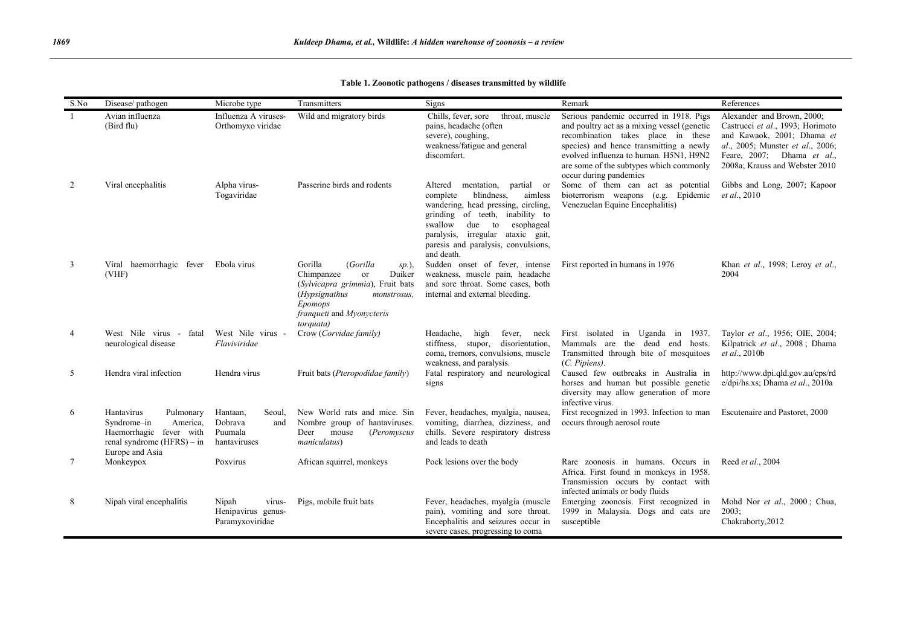**Table 1. Zoonotic pathogens / diseases transmitted by wildlife**

| S.No | Disease/ pathogen | Microbe type | Transmitters | Signs | Remark | References |
|---|---|---|---|---|---|---|
| 1 | Avian influenza (Bird flu) | Influenza A viruses-Orthomyxo viridae | Wild and migratory birds | Chills, fever, sore throat, muscle pains, headache (often severe), coughing, weakness/fatigue and general discomfort. | Serious pandemic occurred in 1918. Pigs and poultry act as a mixing vessel (genetic recombination takes place in these species) and hence transmitting a newly evolved influenza to human. H5N1, H9N2 are some of the subtypes which commonly occur during pandemics | Alexander and Brown, 2000; Castrucci *et al*., 1993; Horimoto and Kawaok, 2001; Dhama *et al*., 2005; Munster *et al*., 2006; Feare, 2007; Dhama *et al*., 2008a; Krauss and Webster 2010 |
| 2 | Viral encephalitis | Alpha virus-Togaviridae | Passerine birds and rodents | Altered mentation, partial or complete blindness, aimless wandering, head pressing, circling, grinding of teeth, inability to swallow due to esophageal paralysis, irregular ataxic gait, paresis and paralysis, convulsions, and death. | Some of them can act as potential bioterrorism weapons (e.g. Epidemic Venezuelan Equine Encephalitis) | Gibbs and Long, 2007; Kapoor *et al*., 2010 |
| 3 | Viral haemorrhagic fever (VHF) | Ebola virus | Gorilla (*Gorilla sp.*), Chimpanzee or Duiker (*Sylvicapra grimmia*), Fruit bats (*Hypsignathus monstrosus, Epomops franqueti* and *Myonycteris torquata)* | Sudden onset of fever, intense weakness, muscle pain, headache and sore throat. Some cases, both internal and external bleeding. | First reported in humans in 1976 | Khan *et al*., 1998; Leroy *et al*., 2004 |
| 4 | West Nile virus - fatal neurological disease | West Nile virus - *Flaviviridae* | Crow (*Corvidae family)* | Headache, high fever, neck stiffness, stupor, disorientation, coma, tremors, convulsions, muscle weakness, and paralysis. | First isolated in Uganda in 1937. Mammals are the dead end hosts. Transmitted through bite of mosquitoes (*C. Pipiens)*. | Taylor *et al*., 1956; OIE, 2004; Kilpatrick *et al*., 2008 ; Dhama *et al*., 2010b |
| 5 | Hendra viral infection | Hendra virus | Fruit bats (*Pteropodidae family*) | Fatal respiratory and neurological signs | Caused few outbreaks in Australia in horses and human but possible genetic diversity may allow generation of more infective virus. | http://www.dpi.qld.gov.au/cps/rde/dpi/hs.xs; Dhama *et al*., 2010a |
| 6 | Hantavirus Pulmonary Syndrome–in America, Haemorrhagic fever with renal syndrome (HFRS) – in Europe and Asia | Hantaan, Seoul, Dobrava and Puumala hantaviruses | New World rats and mice. Sin Nombre group of hantaviruses. Deer mouse (*Peromyscus maniculatus*) | Fever, headaches, myalgia, nausea, vomiting, diarrhea, dizziness, and chills. Severe respiratory distress and leads to death | First recognized in 1993. Infection to man occurs through aerosol route | Escutenaire and Pastoret, 2000 |
| 7 | Monkeypox | Poxvirus | African squirrel, monkeys | Pock lesions over the body | Rare zoonosis in humans. Occurs in Africa. First found in monkeys in 1958. Transmission occurs by contact with infected animals or body fluids | Reed *et al*., 2004 |
| 8 | Nipah viral encephalitis | Nipah virus-Henipavirus genus-Paramyxoviridae | Pigs, mobile fruit bats | Fever, headaches, myalgia (muscle pain), vomiting and sore throat. Encephalitis and seizures occur in severe cases, progressing to coma | Emerging zoonosis. First recognized in 1999 in Malaysia. Dogs and cats are susceptible | Mohd Nor *et al*., 2000 ; Chua, 2003; Chakraborty,2012 |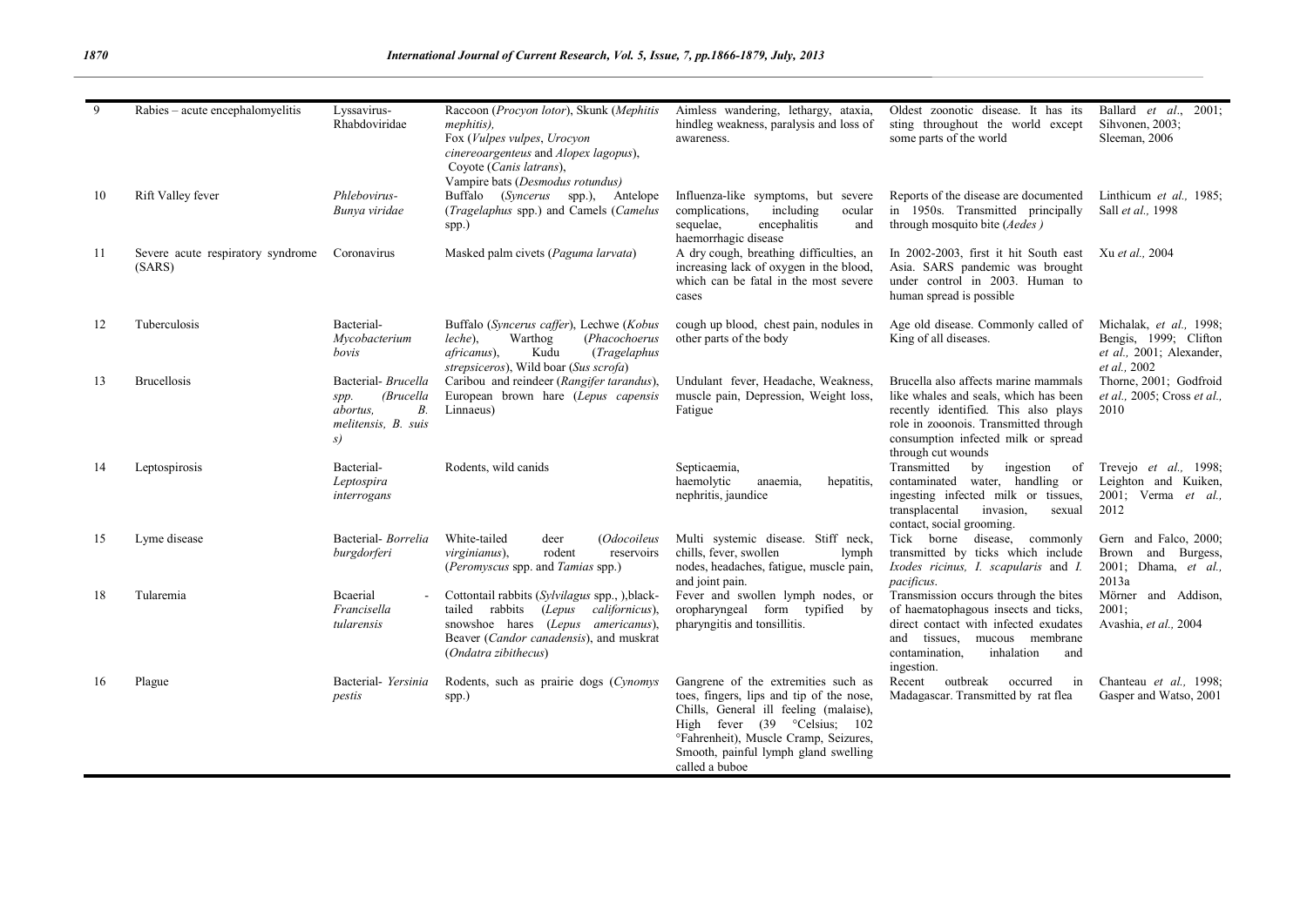| 9 | Rabies – acute encephalomyelitis | Lyssavirus-Rhabdoviridae | Raccoon (*Procyon lotor*), Skunk (*Mephitis mephitis*), Fox (*Vulpes vulpes*, *Urocyon cinereoargenteus* and *Alopex lagopus*), Coyote (*Canis latrans*), Vampire bats (*Desmodus rotundus)* | Aimless wandering, lethargy, ataxia, hindleg weakness, paralysis and loss of awareness. | Oldest zoonotic disease. It has its sting throughout the world except some parts of the world | Ballard *et al*., 2001; Sihvonen, 2003; Sleeman, 2006 |
|---|---|---|---|---|---|---|
| 10 | Rift Valley fever | *Phlebovirus-Bunya viridae* | Buffalo (*Syncerus* spp.), Antelope (*Tragelaphus* spp.) and Camels (*Camelus* spp.) | Influenza-like symptoms, but severe complications, including ocular sequelae, encephalitis and haemorrhagic disease | Reports of the disease are documented in 1950s. Transmitted principally through mosquito bite (*Aedes* ) | Linthicum *et al.,* 1985; Sall *et al.,* 1998 |
| 11 | Severe acute respiratory syndrome (SARS) | Coronavirus | Masked palm civets (*Paguma larvata*) | A dry cough, breathing difficulties, an increasing lack of oxygen in the blood, which can be fatal in the most severe cases | In 2002-2003, first it hit South east Asia. SARS pandemic was brought under control in 2003. Human to human spread is possible | Xu *et al.,* 2004 |
| 12 | Tuberculosis | Bacterial-*Mycobacterium bovis* | Buffalo (*Syncerus caffer*), Lechwe (*Kobus leche*), Warthog (*Phacochoerus africanus*), Kudu (*Tragelaphus strepsiceros*), Wild boar (*Sus scrofa*) | cough up blood, chest pain, nodules in other parts of the body | Age old disease. Commonly called of King of all diseases. | Michalak, *et al.,* 1998; Bengis, 1999; Clifton *et al.,* 2001; Alexander, *et al.,* 2002 |
| 13 | Brucellosis | Bacterial- *Brucella spp. (Brucella abortus, B. melitensis, B. suis s)* | Caribou and reindeer (*Rangifer tarandus*), European brown hare (*Lepus capensis* Linnaeus) | Undulant fever, Headache, Weakness, muscle pain, Depression, Weight loss, Fatigue | Brucella also affects marine mammals like whales and seals, which has been recently identified. This also plays role in zooonois. Transmitted through consumption infected milk or spread through cut wounds | Thorne, 2001; Godfroid *et al.,* 2005; Cross *et al.,* 2010 |
| 14 | Leptospirosis | Bacterial-*Leptospira interrogans* | Rodents, wild canids | Septicaemia, haemolytic anaemia, hepatitis, nephritis, jaundice | Transmitted by ingestion of contaminated water, handling or ingesting infected milk or tissues, transplacental invasion, sexual contact, social grooming. | Trevejo *et al.,* 1998; Leighton and Kuiken, 2001; Verma *et al.,* 2012 |
| 15 | Lyme disease | Bacterial- *Borrelia burgdorferi* | White-tailed deer (*Odocoileus virginianus*), rodent reservoirs (*Peromyscus* spp. and *Tamias* spp.) | Multi systemic disease. Stiff neck, chills, fever, swollen lymph nodes, headaches, fatigue, muscle pain, and joint pain. | Tick borne disease, commonly transmitted by ticks which include *Ixodes ricinus, I. scapularis* and *I. pacificus*. | Gern and Falco, 2000; Brown and Burgess, 2001; Dhama, *et al.,* 2013a |
| 18 | Tularemia | Bcaerial - *Francisella tularensis* | Cottontail rabbits (*Sylvilagus* spp., ),black-tailed rabbits (*Lepus californicus*), snowshoe hares (*Lepus americanus*), Beaver (*Candor canadensis*), and muskrat (*Ondatra zibithecus*) | Fever and swollen lymph nodes, or oropharyngeal form typified by pharyngitis and tonsillitis. | Transmission occurs through the bites of haematophagous insects and ticks, direct contact with infected exudates and tissues, mucous membrane contamination, inhalation and ingestion. | Mörner and Addison, 2001; Avashia, *et al.,* 2004 |
| 16 | Plague | Bacterial- *Yersinia pestis* | Rodents, such as prairie dogs (*Cynomys* spp.) | Gangrene of the extremities such as toes, fingers, lips and tip of the nose, Chills, General ill feeling (malaise), High fever (39 °Celsius; 102 °Fahrenheit), Muscle Cramp, Seizures, Smooth, painful lymph gland swelling called a buboe | Recent outbreak occurred in Madagascar. Transmitted by rat flea | Chanteau *et al.,* 1998; Gasper and Watso, 2001 |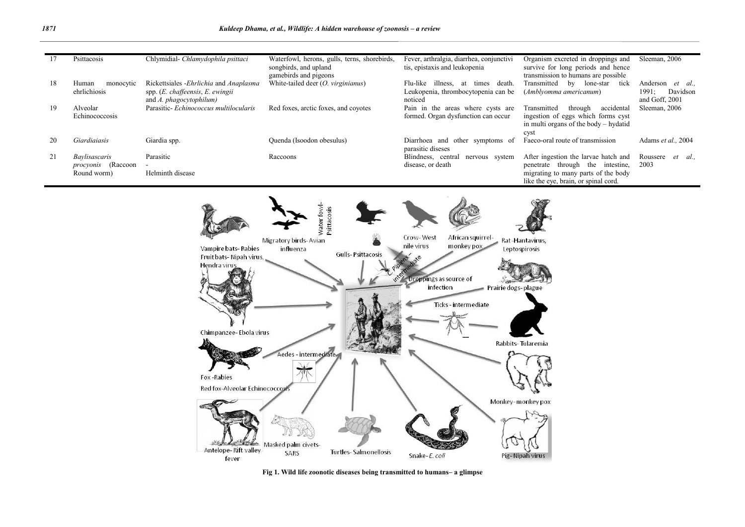| 17 | Psittacosis | Chlymidial- *Chlamydophila psittaci* | Waterfowl, herons, gulls, terns, shorebirds, songbirds, and upland gamebirds and pigeons | Fever, arthralgia, diarrhea, conjunctivitis, epistaxis and leukopenia | Organism excreted in droppings and survive for long periods and hence transmission to humans are possible | Sleeman, 2006 |
|---|---|---|---|---|---|---|
| 18 | Human monocytic ehrlichiosis | Rickettsiales -*Ehrlichia* and *Anaplasma* spp. (*E. chaffeensis*, *E. ewingii* and *A. phagocytophilum)* | White-tailed deer (*O. virginianus*) | Flu-like illness, at times death. Leukopenia, thrombocytopenia can be noticed | Transmitted by lone-star tick (*Amblyomma americanum*) | Anderson *et al.,* 1991; Davidson and Goff, 2001 |
| 19 | Alveolar Echinococcosis | Parasitic- *Echinococcus multilocularis* | Red foxes, arctic foxes, and coyotes | Pain in the areas where cysts are formed. Organ dysfunction can occur | Transmitted through accidental ingestion of eggs which forms cyst in multi organs of the body – hydatid cyst | Sleeman, 2006 |
| 20 | *Giardiaisis* | Giardia spp. | Quenda (Isoodon obesulus) | Diarrhoea and other symptoms of parasitic diseses | Faeco-oral route of transmission | Adams *et al.,* 2004 |
| 21 | *Baylisascaris procyonis* (Raccoon Round worm) | Parasitic - Helminth disease | Raccoons | Blindness, central nervous system disease, or death | After ingestion the larvae hatch and penetrate through the intestine, migrating to many parts of the body like the eye, brain, or spinal cord. | Roussere *et al.,* 2003 |

**Fig 1. Wild life zoonotic diseases being transmitted to humans– a glimpse**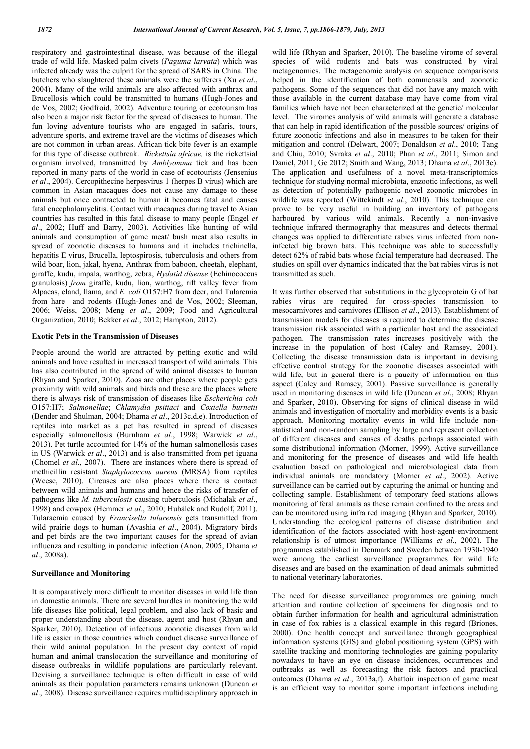respiratory and gastrointestinal disease, was because of the illegal trade of wild life. Masked palm civets (*Paguma larvata*) which was infected already was the culprit for the spread of SARS in China. The butchers who slaughtered these animals were the sufferers (Xu *et al*., 2004). Many of the wild animals are also affected with anthrax and Brucellosis which could be transmitted to humans (Hugh-Jones and de Vos, 2002; Godfroid, 2002). Adventure touring or ecotourism has also been a major risk factor for the spread of diseases to human. The fun loving adventure tourists who are engaged in safaris, tours, adventure sports, and extreme travel are the victims of diseases which are not common in urban areas. African tick bite fever is an example for this type of disease outbreak. *Rickettsia africae,* is the rickettsial organism involved, transmitted by *Amblyomma* tick and has been reported in many parts of the world in case of ecotourists (Jensenius *et al*., 2004). Cercopithecine herpesvirus 1 (herpes B virus) which are common in Asian macaques does not cause any damage to these animals but once contracted to human it becomes fatal and causes fatal encephalomyelitis. Contact with macaques during travel to Asian countries has resulted in this fatal disease to many people (Engel *et al*., 2002; Huff and Barry, 2003). Activities like hunting of wild animals and consumption of game meat/ bush meat also results in spread of zoonotic diseases to humans and it includes trichinella, hepatitis E virus, Brucella, leptospirosis, tuberculosis and others from wild boar, lion, jakal, hyena, Anthrax from baboon, cheetah, elephant, giraffe, kudu, impala, warthog, zebra, *Hydatid disease* (Echinococcus granulosis) *from* giraffe, kudu, lion, warthog, rift valley fever from Alpacas, eland, llama, and *E. coli* O157:H7 from deer, and Tularemia from hare and rodents (Hugh-Jones and de Vos, 2002; Sleeman, 2006; Weiss, 2008; Meng *et al*., 2009; Food and Agricultural Organization, 2010; Bekker *et al*., 2012; Hampton, 2012).

## Exotic Pets in the Transmission of Diseases

People around the world are attracted by petting exotic and wild animals and have resulted in increased transport of wild animals. This has also contributed in the spread of wild animal diseases to human (Rhyan and Sparker, 2010). Zoos are other places where people gets proximity with wild animals and birds and these are the places where there is always risk of transmission of diseases like *Escherichia coli* O157:H7; *Salmonellae*; *Chlamydia psittaci* and *Coxiella burnetii* (Bender and Shulman, 2004; Dhama *et al*., 2013c,d,e). Introduction of reptiles into market as a pet has resulted in spread of diseases especially salmonellosis (Burnham *et al*., 1998; Warwick *et al*., 2013). Pet turtle accounted for 14% of the human salmonellosis cases in US (Warwick *et al*., 2013) and is also transmitted from pet iguana (Chomel *et al*., 2007). There are instances where there is spread of methicillin resistant *Staphylococcus aureus* (MRSA) from reptiles (Weese, 2010). Circuses are also places where there is contact between wild animals and humans and hence the risks of transfer of pathogens like *M. tuberculosis* causing tuberculosis (Michalak *et al*., 1998) and cowpox (Hemmer *et al*., 2010; Hubálek and Rudolf, 2011). Tularaemia caused by *Francisella tularensis* gets transmitted from wild prairie dogs to human (Avashia *et al*., 2004). Migratory birds and pet birds are the two important causes for the spread of avian influenza and resulting in pandemic infection (Anon, 2005; Dhama *et al*., 2008a).

## Surveillance and Monitoring

It is comparatively more difficult to monitor diseases in wild life than in domestic animals. There are several hurdles in monitoring the wild life diseases like political, legal problem, and also lack of basic and proper understanding about the disease, agent and host (Rhyan and Sparker, 2010). Detection of infectious zoonotic diseases from wild life is easier in those countries which conduct disease surveillance of their wild animal population. In the present day context of rapid human and animal translocation the surveillance and monitoring of disease outbreaks in wildlife populations are particularly relevant. Devising a surveillance technique is often difficult in case of wild animals as their population parameters remains unknown (Duncan *et al*., 2008). Disease surveillance requires multidisciplinary approach in wild life (Rhyan and Sparker, 2010). The baseline virome of several species of wild rodents and bats was constructed by viral metagenomics. The metagenomic analysis on sequence comparisons helped in the identification of both commensals and zoonotic pathogens. Some of the sequences that did not have any match with those available in the current database may have come from viral families which have not been characterized at the genetic/ molecular level. The viromes analysis of wild animals will generate a database that can help in rapid identification of the possible sources/ origins of future zoonotic infections and also in measures to be taken for their mitigation and control (Delwart, 2007; Donaldson *et al*., 2010; Tang and Chiu, 2010; Svraka *et al*., 2010; Phan *et al*., 2011; Simon and Daniel, 2011; Ge 2012; Smith and Wang, 2013; Dhama *et al*., 2013e). The application and usefulness of a novel meta-transcriptomics technique for studying normal microbiota, enzootic infections, as well as detection of potentially pathogenic novel zoonotic microbes in wildlife was reported (Wittekindt *et al*., 2010). This technique can prove to be very useful in building an inventory of pathogens harboured by various wild animals. Recently a non-invasive technique infrared thermography that measures and detects thermal changes was applied to differentiate rabies virus infected from non-infected big brown bats. This technique was able to successfully detect 62% of rabid bats whose facial temperature had decreased. The studies on spill over dynamics indicated that the bat rabies virus is not transmitted as such.

It was further observed that substitutions in the glycoprotein G of bat rabies virus are required for cross-species transmission to mesocarnivores and carnivores (Ellison *et al*., 2013). Establishment of transmission models for diseases is required to determine the disease transmission risk associated with a particular host and the associated pathogen. The transmission rates increases positively with the increase in the population of host (Caley and Ramsey, 2001). Collecting the disease transmission data is important in devising effective control strategy for the zoonotic diseases associated with wild life, but in general there is a paucity of information on this aspect (Caley and Ramsey, 2001). Passive surveillance is generally used in monitoring diseases in wild life (Duncan *et al*., 2008; Rhyan and Sparker, 2010). Observing for signs of clinical disease in wild animals and investigation of mortality and morbidity events is a basic approach. Monitoring mortality events in wild life include non-statistical and non-random sampling by large and represent collection of different diseases and causes of deaths perhaps associated with some distributional information (Morner, 1999). Active surveillance and monitoring for the presence of diseases and wild life health evaluation based on pathological and microbiological data from individual animals are mandatory (Morner *et al*., 2002). Active surveillance can be carried out by capturing the animal or hunting and collecting sample. Establishment of temporary feed stations allows monitoring of feral animals as these remain confined to the areas and can be monitored using infra red imaging (Rhyan and Sparker, 2010). Understanding the ecological patterns of disease distribution and identification of the factors associated with host-agent-environment relationship is of utmost importance (Williams *et al*., 2002). The programmes established in Denmark and Sweden between 1930-1940 were among the earliest surveillance programmes for wild life diseases and are based on the examination of dead animals submitted to national veterinary laboratories.

The need for disease surveillance programmes are gaining much attention and routine collection of specimens for diagnosis and to obtain further information for health and agricultural administration in case of fox rabies is a classical example in this regard (Briones, 2000). One health concept and surveillance through geographical information systems (GIS) and global positioning system (GPS) with satellite tracking and monitoring technologies are gaining popularity nowadays to have an eye on disease incidences, occurrences and outbreaks as well as forecasting the risk factors and practical outcomes (Dhama *et al*., 2013a,f). Abattoir inspection of game meat is an efficient way to monitor some important infections including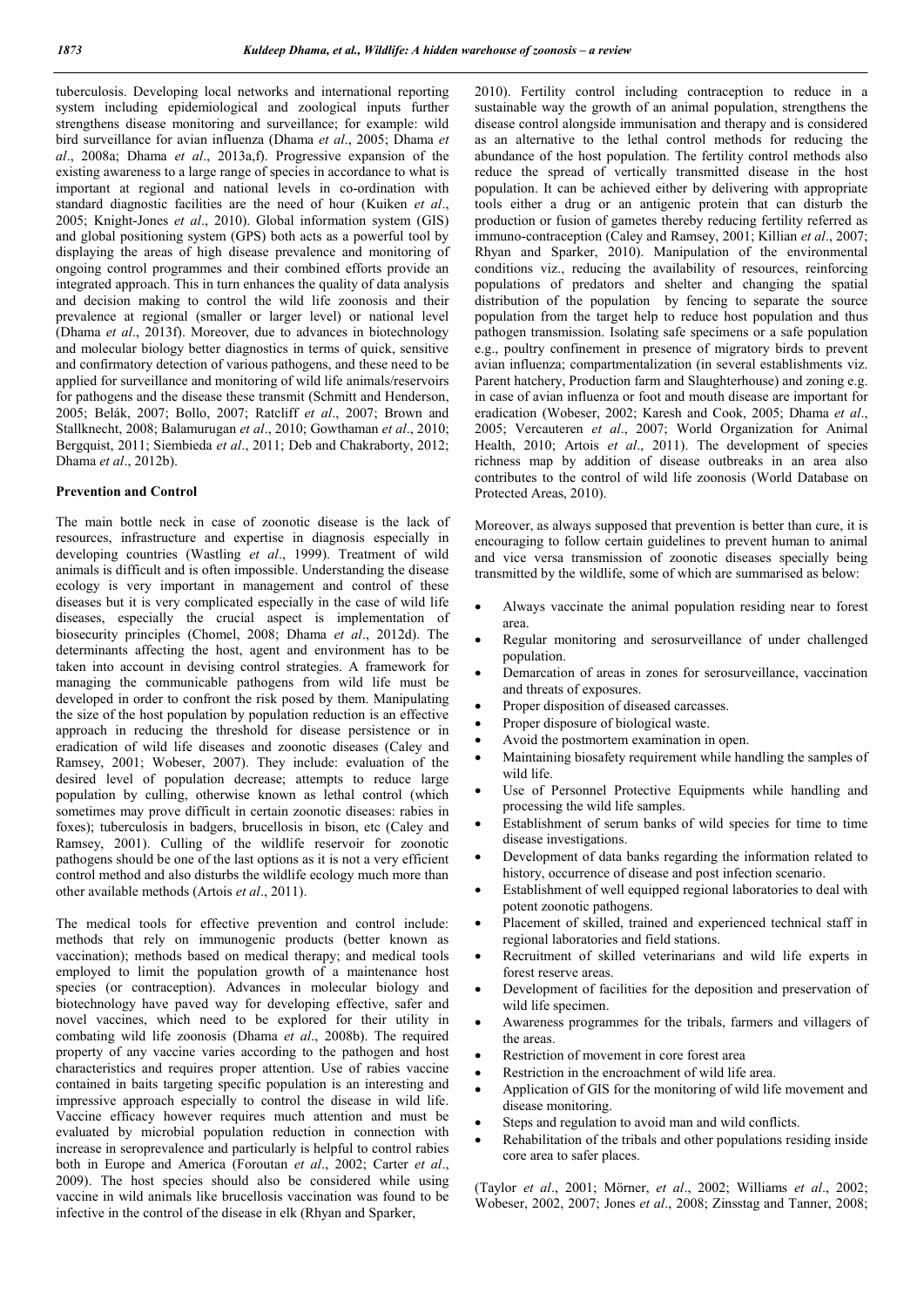tuberculosis. Developing local networks and international reporting system including epidemiological and zoological inputs further strengthens disease monitoring and surveillance; for example: wild bird surveillance for avian influenza (Dhama *et al*., 2005; Dhama *et al*., 2008a; Dhama *et al*., 2013a,f). Progressive expansion of the existing awareness to a large range of species in accordance to what is important at regional and national levels in co-ordination with standard diagnostic facilities are the need of hour (Kuiken *et al*., 2005; Knight-Jones *et al*., 2010). Global information system (GIS) and global positioning system (GPS) both acts as a powerful tool by displaying the areas of high disease prevalence and monitoring of ongoing control programmes and their combined efforts provide an integrated approach. This in turn enhances the quality of data analysis and decision making to control the wild life zoonosis and their prevalence at regional (smaller or larger level) or national level (Dhama *et al*., 2013f). Moreover, due to advances in biotechnology and molecular biology better diagnostics in terms of quick, sensitive and confirmatory detection of various pathogens, and these need to be applied for surveillance and monitoring of wild life animals/reservoirs for pathogens and the disease these transmit (Schmitt and Henderson, 2005; Belák, 2007; Bollo, 2007; Ratcliff *et al*., 2007; Brown and Stallknecht, 2008; Balamurugan *et al*., 2010; Gowthaman *et al*., 2010; Bergquist, 2011; Siembieda *et al*., 2011; Deb and Chakraborty, 2012; Dhama *et al*., 2012b).

## Prevention and Control

The main bottle neck in case of zoonotic disease is the lack of resources, infrastructure and expertise in diagnosis especially in developing countries (Wastling *et al*., 1999). Treatment of wild animals is difficult and is often impossible. Understanding the disease ecology is very important in management and control of these diseases but it is very complicated especially in the case of wild life diseases, especially the crucial aspect is implementation of biosecurity principles (Chomel, 2008; Dhama *et al*., 2012d). The determinants affecting the host, agent and environment has to be taken into account in devising control strategies. A framework for managing the communicable pathogens from wild life must be developed in order to confront the risk posed by them. Manipulating the size of the host population by population reduction is an effective approach in reducing the threshold for disease persistence or in eradication of wild life diseases and zoonotic diseases (Caley and Ramsey, 2001; Wobeser, 2007). They include: evaluation of the desired level of population decrease; attempts to reduce large population by culling, otherwise known as lethal control (which sometimes may prove difficult in certain zoonotic diseases: rabies in foxes); tuberculosis in badgers, brucellosis in bison, etc (Caley and Ramsey, 2001). Culling of the wildlife reservoir for zoonotic pathogens should be one of the last options as it is not a very efficient control method and also disturbs the wildlife ecology much more than other available methods (Artois *et al*., 2011).

The medical tools for effective prevention and control include: methods that rely on immunogenic products (better known as vaccination); methods based on medical therapy; and medical tools employed to limit the population growth of a maintenance host species (or contraception). Advances in molecular biology and biotechnology have paved way for developing effective, safer and novel vaccines, which need to be explored for their utility in combating wild life zoonosis (Dhama *et al*., 2008b). The required property of any vaccine varies according to the pathogen and host characteristics and requires proper attention. Use of rabies vaccine contained in baits targeting specific population is an interesting and impressive approach especially to control the disease in wild life. Vaccine efficacy however requires much attention and must be evaluated by microbial population reduction in connection with increase in seroprevalence and particularly is helpful to control rabies both in Europe and America (Foroutan *et al*., 2002; Carter *et al*., 2009). The host species should also be considered while using vaccine in wild animals like brucellosis vaccination was found to be infective in the control of the disease in elk (Rhyan and Sparker, 2010). Fertility control including contraception to reduce in a sustainable way the growth of an animal population, strengthens the disease control alongside immunisation and therapy and is considered as an alternative to the lethal control methods for reducing the abundance of the host population. The fertility control methods also reduce the spread of vertically transmitted disease in the host population. It can be achieved either by delivering with appropriate tools either a drug or an antigenic protein that can disturb the production or fusion of gametes thereby reducing fertility referred as immuno-contraception (Caley and Ramsey, 2001; Killian *et al*., 2007; Rhyan and Sparker, 2010). Manipulation of the environmental conditions viz., reducing the availability of resources, reinforcing populations of predators and shelter and changing the spatial distribution of the population by fencing to separate the source population from the target help to reduce host population and thus pathogen transmission. Isolating safe specimens or a safe population e.g., poultry confinement in presence of migratory birds to prevent avian influenza; compartmentalization (in several establishments viz. Parent hatchery, Production farm and Slaughterhouse) and zoning e.g. in case of avian influenza or foot and mouth disease are important for eradication (Wobeser, 2002; Karesh and Cook, 2005; Dhama *et al*., 2005; Vercauteren *et al*., 2007; World Organization for Animal Health, 2010; Artois *et al*., 2011). The development of species richness map by addition of disease outbreaks in an area also contributes to the control of wild life zoonosis (World Database on Protected Areas, 2010).

Moreover, as always supposed that prevention is better than cure, it is encouraging to follow certain guidelines to prevent human to animal and vice versa transmission of zoonotic diseases specially being transmitted by the wildlife, some of which are summarised as below:

- Always vaccinate the animal population residing near to forest area.
- Regular monitoring and serosurveillance of under challenged population.
- Demarcation of areas in zones for serosurveillance, vaccination and threats of exposures.
- Proper disposition of diseased carcasses.
- Proper disposure of biological waste.
- Avoid the postmortem examination in open.
- Maintaining biosafety requirement while handling the samples of wild life.
- Use of Personnel Protective Equipments while handling and processing the wild life samples.
- Establishment of serum banks of wild species for time to time disease investigations.
- Development of data banks regarding the information related to history, occurrence of disease and post infection scenario.
- Establishment of well equipped regional laboratories to deal with potent zoonotic pathogens.
- Placement of skilled, trained and experienced technical staff in regional laboratories and field stations.
- Recruitment of skilled veterinarians and wild life experts in forest reserve areas.
- Development of facilities for the deposition and preservation of wild life specimen.
- Awareness programmes for the tribals, farmers and villagers of the areas.
- Restriction of movement in core forest area
- Restriction in the encroachment of wild life area.
- Application of GIS for the monitoring of wild life movement and disease monitoring.
- Steps and regulation to avoid man and wild conflicts.
- Rehabilitation of the tribals and other populations residing inside core area to safer places.

(Taylor *et al*., 2001; Mörner, *et al*., 2002; Williams *et al*., 2002; Wobeser, 2002, 2007; Jones *et al*., 2008; Zinsstag and Tanner, 2008;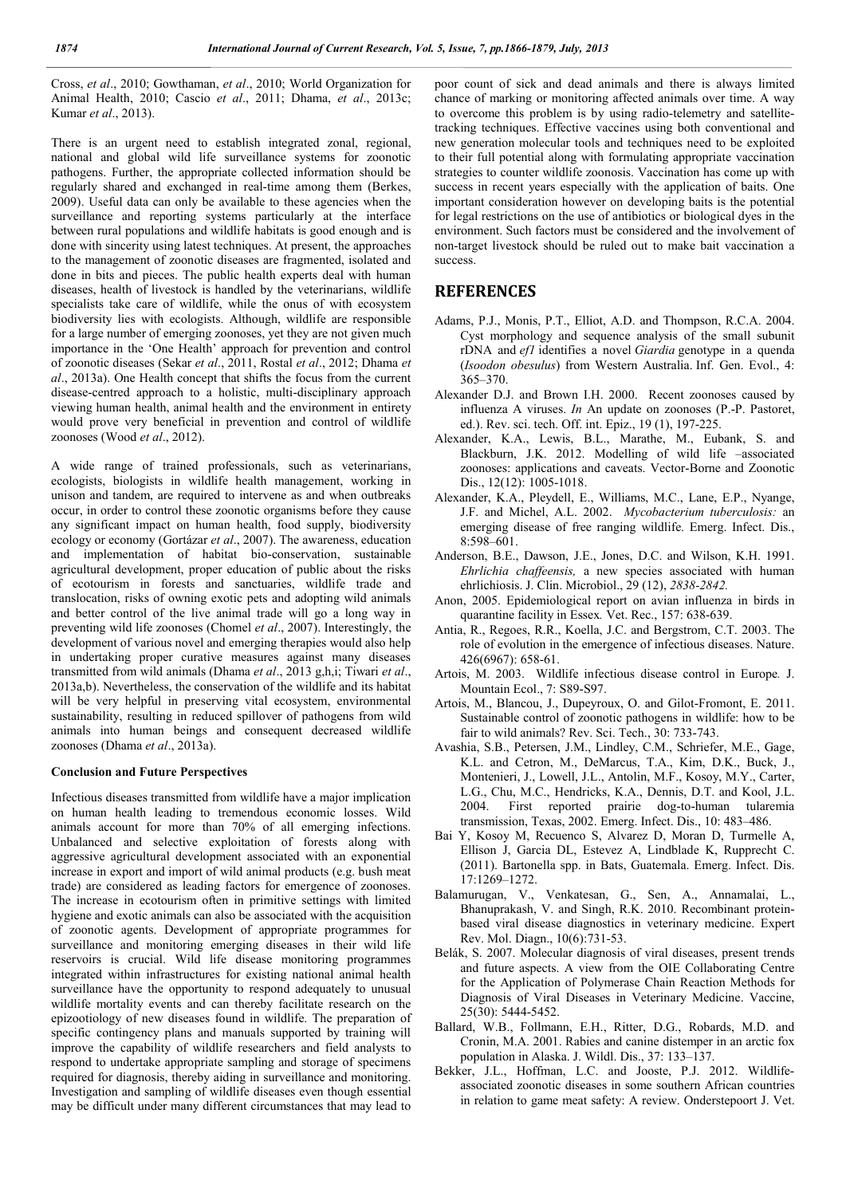Cross, *et al*., 2010; Gowthaman, *et al*., 2010; World Organization for Animal Health, 2010; Cascio *et al*., 2011; Dhama, *et al*., 2013c; Kumar *et al*., 2013).

There is an urgent need to establish integrated zonal, regional, national and global wild life surveillance systems for zoonotic pathogens. Further, the appropriate collected information should be regularly shared and exchanged in real-time among them (Berkes, 2009). Useful data can only be available to these agencies when the surveillance and reporting systems particularly at the interface between rural populations and wildlife habitats is good enough and is done with sincerity using latest techniques. At present, the approaches to the management of zoonotic diseases are fragmented, isolated and done in bits and pieces. The public health experts deal with human diseases, health of livestock is handled by the veterinarians, wildlife specialists take care of wildlife, while the onus of with ecosystem biodiversity lies with ecologists. Although, wildlife are responsible for a large number of emerging zoonoses, yet they are not given much importance in the 'One Health' approach for prevention and control of zoonotic diseases (Sekar *et al*., 2011, Rostal *et al*., 2012; Dhama *et al*., 2013a). One Health concept that shifts the focus from the current disease-centred approach to a holistic, multi-disciplinary approach viewing human health, animal health and the environment in entirety would prove very beneficial in prevention and control of wildlife zoonoses (Wood *et al*., 2012).

A wide range of trained professionals, such as veterinarians, ecologists, biologists in wildlife health management, working in unison and tandem, are required to intervene as and when outbreaks occur, in order to control these zoonotic organisms before they cause any significant impact on human health, food supply, biodiversity ecology or economy (Gortázar *et al*., 2007). The awareness, education and implementation of habitat bio-conservation, sustainable agricultural development, proper education of public about the risks of ecotourism in forests and sanctuaries, wildlife trade and translocation, risks of owning exotic pets and adopting wild animals and better control of the live animal trade will go a long way in preventing wild life zoonoses (Chomel *et al*., 2007). Interestingly, the development of various novel and emerging therapies would also help in undertaking proper curative measures against many diseases transmitted from wild animals (Dhama *et al*., 2013 g,h,i; Tiwari *et al*., 2013a,b). Nevertheless, the conservation of the wildlife and its habitat will be very helpful in preserving vital ecosystem, environmental sustainability, resulting in reduced spillover of pathogens from wild animals into human beings and consequent decreased wildlife zoonoses (Dhama *et al*., 2013a).

### Conclusion and Future Perspectives

Infectious diseases transmitted from wildlife have a major implication on human health leading to tremendous economic losses. Wild animals account for more than 70% of all emerging infections. Unbalanced and selective exploitation of forests along with aggressive agricultural development associated with an exponential increase in export and import of wild animal products (e.g. bush meat trade) are considered as leading factors for emergence of zoonoses. The increase in ecotourism often in primitive settings with limited hygiene and exotic animals can also be associated with the acquisition of zoonotic agents. Development of appropriate programmes for surveillance and monitoring emerging diseases in their wild life reservoirs is crucial. Wild life disease monitoring programmes integrated within infrastructures for existing national animal health surveillance have the opportunity to respond adequately to unusual wildlife mortality events and can thereby facilitate research on the epizootiology of new diseases found in wildlife. The preparation of specific contingency plans and manuals supported by training will improve the capability of wildlife researchers and field analysts to respond to undertake appropriate sampling and storage of specimens required for diagnosis, thereby aiding in surveillance and monitoring. Investigation and sampling of wildlife diseases even though essential may be difficult under many different circumstances that may lead to poor count of sick and dead animals and there is always limited chance of marking or monitoring affected animals over time. A way to overcome this problem is by using radio-telemetry and satellite-tracking techniques. Effective vaccines using both conventional and new generation molecular tools and techniques need to be exploited to their full potential along with formulating appropriate vaccination strategies to counter wildlife zoonosis. Vaccination has come up with success in recent years especially with the application of baits. One important consideration however on developing baits is the potential for legal restrictions on the use of antibiotics or biological dyes in the environment. Such factors must be considered and the involvement of non-target livestock should be ruled out to make bait vaccination a success.

## REFERENCES

Adams, P.J., Monis, P.T., Elliot, A.D. and Thompson, R.C.A. 2004. Cyst morphology and sequence analysis of the small subunit rDNA and *ef1* identifies a novel *Giardia* genotype in a quenda (*Isoodon obesulus*) from Western Australia. Inf. Gen. Evol., 4: 365–370.

Alexander D.J. and Brown I.H. 2000. Recent zoonoses caused by influenza A viruses. *In* An update on zoonoses (P.-P. Pastoret, ed.). Rev. sci. tech. Off. int. Epiz., 19 (1), 197-225.

Alexander, K.A., Lewis, B.L., Marathe, M., Eubank, S. and Blackburn, J.K. 2012. Modelling of wild life –associated zoonoses: applications and caveats. Vector-Borne and Zoonotic Dis., 12(12): 1005-1018.

Alexander, K.A., Pleydell, E., Williams, M.C., Lane, E.P., Nyange, J.F. and Michel, A.L. 2002. *Mycobacterium tuberculosis:* an emerging disease of free ranging wildlife. Emerg. Infect. Dis., 8:598–601.

Anderson, B.E., Dawson, J.E., Jones, D.C. and Wilson, K.H. 1991. *Ehrlichia chaffeensis,* a new species associated with human ehrlichiosis. J. Clin. Microbiol., 29 (12), *2838-2842.*

Anon, 2005. Epidemiological report on avian influenza in birds in quarantine facility in Essex*.* Vet. Rec., 157: 638-639.

Antia, R., Regoes, R.R., Koella, J.C. and Bergstrom, C.T. 2003. The role of evolution in the emergence of infectious diseases. Nature. 426(6967): 658-61.

Artois, M. 2003. Wildlife infectious disease control in Europe*.* J. Mountain Ecol., 7: S89-S97.

Artois, M., Blancou, J., Dupeyroux, O. and Gilot-Fromont, E. 2011. Sustainable control of zoonotic pathogens in wildlife: how to be fair to wild animals? Rev. Sci. Tech., 30: 733-743.

Avashia, S.B., Petersen, J.M., Lindley, C.M., Schriefer, M.E., Gage, K.L. and Cetron, M., DeMarcus, T.A., Kim, D.K., Buck, J., Montenieri, J., Lowell, J.L., Antolin, M.F., Kosoy, M.Y., Carter, L.G., Chu, M.C., Hendricks, K.A., Dennis, D.T. and Kool, J.L. 2004. First reported prairie dog-to-human tularemia transmission, Texas, 2002. Emerg. Infect. Dis., 10: 483–486.

Bai Y, Kosoy M, Recuenco S, Alvarez D, Moran D, Turmelle A, Ellison J, Garcia DL, Estevez A, Lindblade K, Rupprecht C. (2011). Bartonella spp. in Bats, Guatemala. Emerg. Infect. Dis. 17:1269–1272.

Balamurugan, V., Venkatesan, G., Sen, A., Annamalai, L., Bhanuprakash, V. and Singh, R.K. 2010. Recombinant protein-based viral disease diagnostics in veterinary medicine. Expert Rev. Mol. Diagn., 10(6):731-53.

Belák, S. 2007. Molecular diagnosis of viral diseases, present trends and future aspects. A view from the OIE Collaborating Centre for the Application of Polymerase Chain Reaction Methods for Diagnosis of Viral Diseases in Veterinary Medicine. Vaccine, 25(30): 5444-5452.

Ballard, W.B., Follmann, E.H., Ritter, D.G., Robards, M.D. and Cronin, M.A. 2001. Rabies and canine distemper in an arctic fox population in Alaska. J. Wildl. Dis., 37: 133–137.

Bekker, J.L., Hoffman, L.C. and Jooste, P.J. 2012. Wildlife-associated zoonotic diseases in some southern African countries in relation to game meat safety: A review. Onderstepoort J. Vet.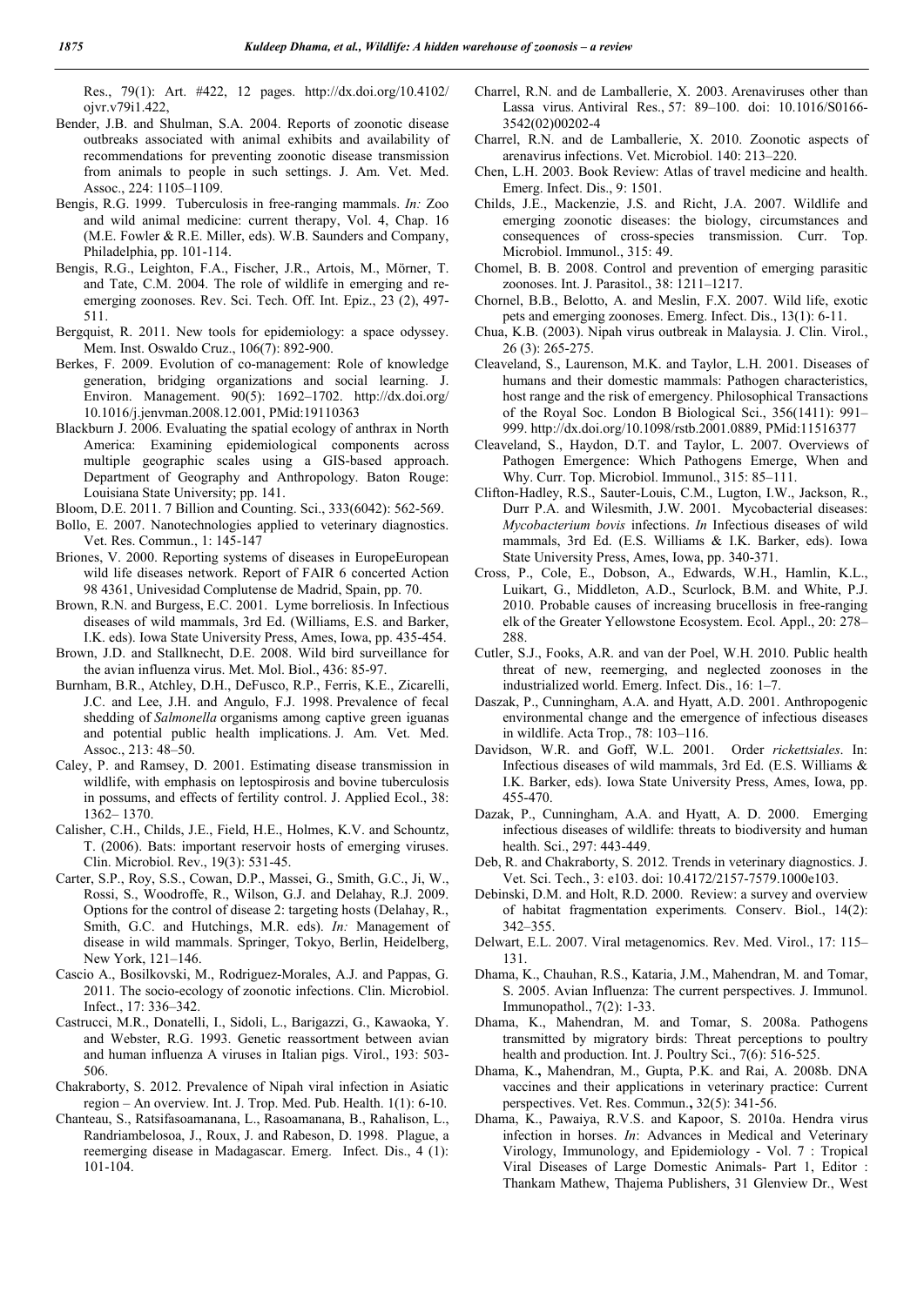Res., 79(1): Art. #422, 12 pages. http://dx.doi.org/10.4102/ojvr.v79i1.422,

Bender, J.B. and Shulman, S.A. 2004. Reports of zoonotic disease outbreaks associated with animal exhibits and availability of recommendations for preventing zoonotic disease transmission from animals to people in such settings. J. Am. Vet. Med. Assoc., 224: 1105–1109.

Bengis, R.G. 1999. Tuberculosis in free-ranging mammals. *In:* Zoo and wild animal medicine: current therapy, Vol. 4, Chap. 16 (M.E. Fowler & R.E. Miller, eds). W.B. Saunders and Company, Philadelphia, pp. 101-114.

Bengis, R.G., Leighton, F.A., Fischer, J.R., Artois, M., Mörner, T. and Tate, C.M. 2004. The role of wildlife in emerging and re-emerging zoonoses. Rev. Sci. Tech. Off. Int. Epiz., 23 (2), 497-511.

Bergquist, R. 2011. New tools for epidemiology: a space odyssey. Mem. Inst. Oswaldo Cruz., 106(7): 892-900.

Berkes, F. 2009. Evolution of co-management: Role of knowledge generation, bridging organizations and social learning. J. Environ. Management. 90(5): 1692–1702. http://dx.doi.org/10.1016/j.jenvman.2008.12.001, PMid:19110363

Blackburn J. 2006. Evaluating the spatial ecology of anthrax in North America: Examining epidemiological components across multiple geographic scales using a GIS-based approach. Department of Geography and Anthropology. Baton Rouge: Louisiana State University; pp. 141.

Bloom, D.E. 2011. 7 Billion and Counting. Sci., 333(6042): 562-569.

Bollo, E. 2007. Nanotechnologies applied to veterinary diagnostics. Vet. Res. Commun., 1: 145-147

Briones, V. 2000. Reporting systems of diseases in EuropeEuropean wild life diseases network. Report of FAIR 6 concerted Action 98 4361, Univesidad Complutense de Madrid, Spain, pp. 70.

Brown, R.N. and Burgess, E.C. 2001. Lyme borreliosis. In Infectious diseases of wild mammals, 3rd Ed. (Williams, E.S. and Barker, I.K. eds). Iowa State University Press, Ames, Iowa, pp. 435-454.

Brown, J.D. and Stallknecht, D.E. 2008. Wild bird surveillance for the avian influenza virus. Met. Mol. Biol., 436: 85-97.

Burnham, B.R., Atchley, D.H., DeFusco, R.P., Ferris, K.E., Zicarelli, J.C. and Lee, J.H. and Angulo, F.J. 1998. Prevalence of fecal shedding of *Salmonella* organisms among captive green iguanas and potential public health implications. J. Am. Vet. Med. Assoc., 213: 48–50.

Caley, P. and Ramsey, D. 2001. Estimating disease transmission in wildlife, with emphasis on leptospirosis and bovine tuberculosis in possums, and effects of fertility control. J. Applied Ecol., 38: 1362– 1370.

Calisher, C.H., Childs, J.E., Field, H.E., Holmes, K.V. and Schountz, T. (2006). Bats: important reservoir hosts of emerging viruses. Clin. Microbiol. Rev., 19(3): 531-45.

Carter, S.P., Roy, S.S., Cowan, D.P., Massei, G., Smith, G.C., Ji, W., Rossi, S., Woodroffe, R., Wilson, G.J. and Delahay, R.J. 2009. Options for the control of disease 2: targeting hosts (Delahay, R., Smith, G.C. and Hutchings, M.R. eds). *In:* Management of disease in wild mammals. Springer, Tokyo, Berlin, Heidelberg, New York, 121–146.

Cascio A., Bosilkovski, M., Rodriguez-Morales, A.J. and Pappas, G. 2011. The socio-ecology of zoonotic infections. Clin. Microbiol. Infect., 17: 336–342.

Castrucci, M.R., Donatelli, I., Sidoli, L., Barigazzi, G., Kawaoka, Y. and Webster, R.G. 1993. Genetic reassortment between avian and human influenza A viruses in Italian pigs. Virol., 193: 503-506.

Chakraborty, S. 2012. Prevalence of Nipah viral infection in Asiatic region – An overview. Int. J. Trop. Med. Pub. Health. 1(1): 6-10.

Chanteau, S., Ratsifasoamanana, L., Rasoamanana, B., Rahalison, L., Randriambelosoa, J., Roux, J. and Rabeson, D. 1998. Plague, a reemerging disease in Madagascar. Emerg. Infect. Dis., 4 (1): 101-104.

Charrel, R.N. and de Lamballerie, X. 2003. Arenaviruses other than Lassa virus. Antiviral Res., 57: 89–100. doi: 10.1016/S0166-3542(02)00202-4

Charrel, R.N. and de Lamballerie, X. 2010. Zoonotic aspects of arenavirus infections. Vet. Microbiol. 140: 213–220.

Chen, L.H. 2003. Book Review: Atlas of travel medicine and health. Emerg. Infect. Dis., 9: 1501.

Childs, J.E., Mackenzie, J.S. and Richt, J.A. 2007. Wildlife and emerging zoonotic diseases: the biology, circumstances and consequences of cross-species transmission. Curr. Top. Microbiol. Immunol., 315: 49.

Chomel, B. B. 2008. Control and prevention of emerging parasitic zoonoses. Int. J. Parasitol., 38: 1211–1217.

Chornel, B.B., Belotto, A. and Meslin, F.X. 2007. Wild life, exotic pets and emerging zoonoses. Emerg. Infect. Dis., 13(1): 6-11.

Chua, K.B. (2003). Nipah virus outbreak in Malaysia. J. Clin. Virol., 26 (3): 265-275.

Cleaveland, S., Laurenson, M.K. and Taylor, L.H. 2001. Diseases of humans and their domestic mammals: Pathogen characteristics, host range and the risk of emergency. Philosophical Transactions of the Royal Soc. London B Biological Sci., 356(1411): 991–999. http://dx.doi.org/10.1098/rstb.2001.0889, PMid:11516377

Cleaveland, S., Haydon, D.T. and Taylor, L. 2007. Overviews of Pathogen Emergence: Which Pathogens Emerge, When and Why. Curr. Top. Microbiol. Immunol., 315: 85–111.

Clifton-Hadley, R.S., Sauter-Louis, C.M., Lugton, I.W., Jackson, R., Durr P.A. and Wilesmith, J.W. 2001. Mycobacterial diseases: *Mycobacterium bovis* infections. *In* Infectious diseases of wild mammals, 3rd Ed. (E.S. Williams & I.K. Barker, eds). Iowa State University Press, Ames, Iowa, pp. 340-371.

Cross, P., Cole, E., Dobson, A., Edwards, W.H., Hamlin, K.L., Luikart, G., Middleton, A.D., Scurlock, B.M. and White, P.J. 2010. Probable causes of increasing brucellosis in free-ranging elk of the Greater Yellowstone Ecosystem. Ecol. Appl., 20: 278–288.

Cutler, S.J., Fooks, A.R. and van der Poel, W.H. 2010. Public health threat of new, reemerging, and neglected zoonoses in the industrialized world. Emerg. Infect. Dis., 16: 1–7.

Daszak, P., Cunningham, A.A. and Hyatt, A.D. 2001. Anthropogenic environmental change and the emergence of infectious diseases in wildlife. Acta Trop., 78: 103–116.

Davidson, W.R. and Goff, W.L. 2001. Order *rickettsiales*. In: Infectious diseases of wild mammals, 3rd Ed. (E.S. Williams & I.K. Barker, eds). Iowa State University Press, Ames, Iowa, pp. 455-470.

Dazak, P., Cunningham, A.A. and Hyatt, A. D. 2000. Emerging infectious diseases of wildlife: threats to biodiversity and human health. Sci., 297: 443-449.

Deb, R. and Chakraborty, S. 2012. Trends in veterinary diagnostics. J. Vet. Sci. Tech., 3: e103. doi: 10.4172/2157-7579.1000e103.

Debinski, D.M. and Holt, R.D. 2000. Review: a survey and overview of habitat fragmentation experiments*.* Conserv. Biol., 14(2): 342–355.

Delwart, E.L. 2007. Viral metagenomics. Rev. Med. Virol., 17: 115–131.

Dhama, K., Chauhan, R.S., Kataria, J.M., Mahendran, M. and Tomar, S. 2005. Avian Influenza: The current perspectives. J. Immunol. Immunopathol., 7(2): 1-33.

Dhama, K., Mahendran, M. and Tomar, S. 2008a. Pathogens transmitted by migratory birds: Threat perceptions to poultry health and production. Int. J. Poultry Sci., 7(6): 516-525.

Dhama, K.**,** Mahendran, M., Gupta, P.K. and Rai, A. 2008b. DNA vaccines and their applications in veterinary practice: Current perspectives. Vet. Res. Commun.**,** 32(5): 341-56.

Dhama, K., Pawaiya, R.V.S. and Kapoor, S. 2010a. Hendra virus infection in horses. *In*: Advances in Medical and Veterinary Virology, Immunology, and Epidemiology - Vol. 7 : Tropical Viral Diseases of Large Domestic Animals- Part 1, Editor : Thankam Mathew, Thajema Publishers, 31 Glenview Dr., West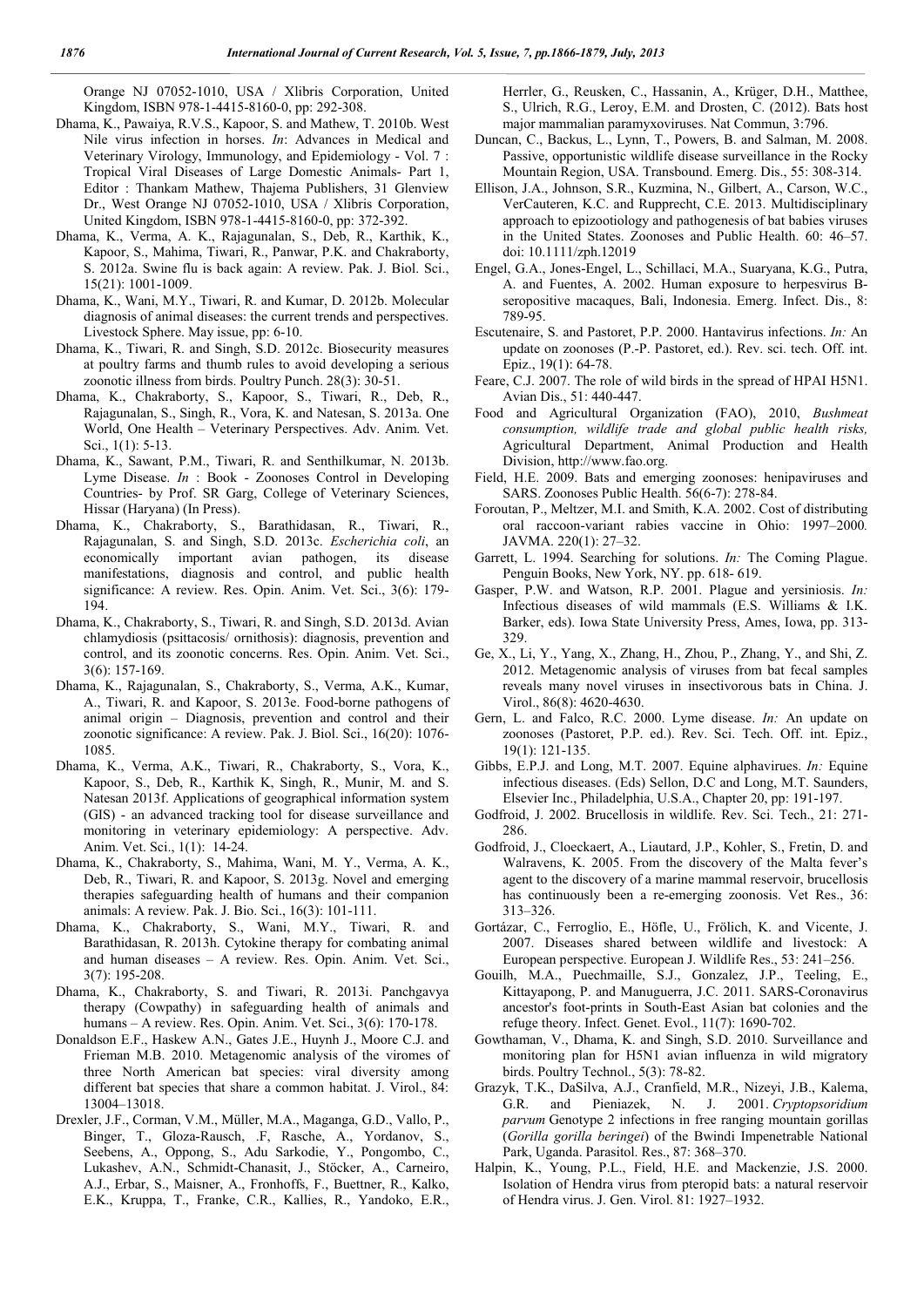Orange NJ 07052-1010, USA / Xlibris Corporation, United Kingdom, ISBN 978-1-4415-8160-0, pp: 292-308.

Dhama, K., Pawaiya, R.V.S., Kapoor, S. and Mathew, T. 2010b. West Nile virus infection in horses. *In*: Advances in Medical and Veterinary Virology, Immunology, and Epidemiology - Vol. 7 : Tropical Viral Diseases of Large Domestic Animals- Part 1, Editor : Thankam Mathew, Thajema Publishers, 31 Glenview Dr., West Orange NJ 07052-1010, USA / Xlibris Corporation, United Kingdom, ISBN 978-1-4415-8160-0, pp: 372-392.

Dhama, K., Verma, A. K., Rajagunalan, S., Deb, R., Karthik, K., Kapoor, S., Mahima, Tiwari, R., Panwar, P.K. and Chakraborty, S. 2012a. Swine flu is back again: A review. Pak. J. Biol. Sci., 15(21): 1001-1009.

Dhama, K., Wani, M.Y., Tiwari, R. and Kumar, D. 2012b. Molecular diagnosis of animal diseases: the current trends and perspectives. Livestock Sphere. May issue, pp: 6-10.

Dhama, K., Tiwari, R. and Singh, S.D. 2012c. Biosecurity measures at poultry farms and thumb rules to avoid developing a serious zoonotic illness from birds. Poultry Punch. 28(3): 30-51.

Dhama, K., Chakraborty, S., Kapoor, S., Tiwari, R., Deb, R., Rajagunalan, S., Singh, R., Vora, K. and Natesan, S. 2013a. One World, One Health – Veterinary Perspectives. Adv. Anim. Vet. Sci., 1(1): 5-13.

Dhama, K., Sawant, P.M., Tiwari, R. and Senthilkumar, N. 2013b. Lyme Disease. *In* : Book - Zoonoses Control in Developing Countries- by Prof. SR Garg, College of Veterinary Sciences, Hissar (Haryana) (In Press).

Dhama, K., Chakraborty, S., Barathidasan, R., Tiwari, R., Rajagunalan, S. and Singh, S.D. 2013c. *Escherichia coli*, an economically important avian pathogen, its disease manifestations, diagnosis and control, and public health significance: A review. Res. Opin. Anim. Vet. Sci., 3(6): 179-194.

Dhama, K., Chakraborty, S., Tiwari, R. and Singh, S.D. 2013d. Avian chlamydiosis (psittacosis/ ornithosis): diagnosis, prevention and control, and its zoonotic concerns. Res. Opin. Anim. Vet. Sci., 3(6): 157-169.

Dhama, K., Rajagunalan, S., Chakraborty, S., Verma, A.K., Kumar, A., Tiwari, R. and Kapoor, S. 2013e. Food-borne pathogens of animal origin – Diagnosis, prevention and control and their zoonotic significance: A review. Pak. J. Biol. Sci., 16(20): 1076-1085.

Dhama, K., Verma, A.K., Tiwari, R., Chakraborty, S., Vora, K., Kapoor, S., Deb, R., Karthik K, Singh, R., Munir, M. and S. Natesan 2013f. Applications of geographical information system (GIS) - an advanced tracking tool for disease surveillance and monitoring in veterinary epidemiology: A perspective. Adv. Anim. Vet. Sci., 1(1): 14-24.

Dhama, K., Chakraborty, S., Mahima, Wani, M. Y., Verma, A. K., Deb, R., Tiwari, R. and Kapoor, S. 2013g. Novel and emerging therapies safeguarding health of humans and their companion animals: A review. Pak. J. Bio. Sci., 16(3): 101-111.

Dhama, K., Chakraborty, S., Wani, M.Y., Tiwari, R. and Barathidasan, R. 2013h. Cytokine therapy for combating animal and human diseases – A review. Res. Opin. Anim. Vet. Sci., 3(7): 195-208.

Dhama, K., Chakraborty, S. and Tiwari, R. 2013i. Panchgavya therapy (Cowpathy) in safeguarding health of animals and humans – A review. Res. Opin. Anim. Vet. Sci., 3(6): 170-178.

Donaldson E.F., Haskew A.N., Gates J.E., Huynh J., Moore C.J. and Frieman M.B. 2010. Metagenomic analysis of the viromes of three North American bat species: viral diversity among different bat species that share a common habitat. J. Virol., 84: 13004–13018.

Drexler, J.F., Corman, V.M., Müller, M.A., Maganga, G.D., Vallo, P., Binger, T., Gloza-Rausch, .F, Rasche, A., Yordanov, S., Seebens, A., Oppong, S., Adu Sarkodie, Y., Pongombo, C., Lukashev, A.N., Schmidt-Chanasit, J., Stöcker, A., Carneiro, A.J., Erbar, S., Maisner, A., Fronhoffs, F., Buettner, R., Kalko, E.K., Kruppa, T., Franke, C.R., Kallies, R., Yandoko, E.R., Herrler, G., Reusken, C., Hassanin, A., Krüger, D.H., Matthee, S., Ulrich, R.G., Leroy, E.M. and Drosten, C. (2012). Bats host major mammalian paramyxoviruses. Nat Commun, 3:796.

Duncan, C., Backus, L., Lynn, T., Powers, B. and Salman, M. 2008. Passive, opportunistic wildlife disease surveillance in the Rocky Mountain Region, USA. Transbound. Emerg. Dis., 55: 308-314.

Ellison, J.A., Johnson, S.R., Kuzmina, N., Gilbert, A., Carson, W.C., VerCauteren, K.C. and Rupprecht, C.E. 2013. Multidisciplinary approach to epizootiology and pathogenesis of bat babies viruses in the United States. Zoonoses and Public Health. 60: 46–57. doi: 10.1111/zph.12019

Engel, G.A., Jones-Engel, L., Schillaci, M.A., Suaryana, K.G., Putra, A. and Fuentes, A. 2002. Human exposure to herpesvirus B-seropositive macaques, Bali, Indonesia. Emerg. Infect. Dis., 8: 789-95.

Escutenaire, S. and Pastoret, P.P. 2000. Hantavirus infections. *In:* An update on zoonoses (P.-P. Pastoret, ed.). Rev. sci. tech. Off. int. Epiz., 19(1): 64-78.

Feare, C.J. 2007. The role of wild birds in the spread of HPAI H5N1. Avian Dis., 51: 440-447.

Food and Agricultural Organization (FAO), 2010, *Bushmeat consumption, wildlife trade and global public health risks,* Agricultural Department, Animal Production and Health Division, http://www.fao.org.

Field, H.E. 2009. Bats and emerging zoonoses: henipaviruses and SARS. Zoonoses Public Health. 56(6-7): 278-84.

Foroutan, P., Meltzer, M.I. and Smith, K.A. 2002. Cost of distributing oral raccoon-variant rabies vaccine in Ohio: 1997–2000*.* JAVMA. 220(1): 27–32.

Garrett, L. 1994. Searching for solutions. *In:* The Coming Plague. Penguin Books, New York, NY. pp. 618- 619.

Gasper, P.W. and Watson, R.P. 2001. Plague and yersiniosis. *In:* Infectious diseases of wild mammals (E.S. Williams & I.K. Barker, eds). Iowa State University Press, Ames, Iowa, pp. 313-329.

Ge, X., Li, Y., Yang, X., Zhang, H., Zhou, P., Zhang, Y., and Shi, Z. 2012. Metagenomic analysis of viruses from bat fecal samples reveals many novel viruses in insectivorous bats in China. J. Virol., 86(8): 4620-4630.

Gern, L. and Falco, R.C. 2000. Lyme disease. *In:* An update on zoonoses (Pastoret, P.P. ed.). Rev. Sci. Tech. Off. int. Epiz., 19(1): 121-135.

Gibbs, E.P.J. and Long, M.T. 2007. Equine alphavirus. *In:* Equine infectious diseases. (Eds) Sellon, D.C and Long, M.T. Saunders, Elsevier Inc., Philadelphia, U.S.A., Chapter 20, pp: 191-197.

Godfroid, J. 2002. Brucellosis in wildlife. Rev. Sci. Tech., 21: 271-286.

Godfroid, J., Cloeckaert, A., Liautard, J.P., Kohler, S., Fretin, D. and Walravens, K. 2005. From the discovery of the Malta fever's agent to the discovery of a marine mammal reservoir, brucellosis has continuously been a re-emerging zoonosis. Vet Res., 36: 313–326.

Gortázar, C., Ferroglio, E., Höfle, U., Frölich, K. and Vicente, J. 2007. Diseases shared between wildlife and livestock: A European perspective. European J. Wildlife Res., 53: 241–256.

Gouilh, M.A., Puechmaille, S.J., Gonzalez, J.P., Teeling, E., Kittayapong, P. and Manuguerra, J.C. 2011. SARS-Coronavirus ancestor's foot-prints in South-East Asian bat colonies and the refuge theory. Infect. Genet. Evol., 11(7): 1690-702.

Gowthaman, V., Dhama, K. and Singh, S.D. 2010. Surveillance and monitoring plan for H5N1 avian influenza in wild migratory birds. Poultry Technol., 5(3): 78-82.

Grazyk, T.K., DaSilva, A.J., Cranfield, M.R., Nizeyi, J.B., Kalema, G.R. and Pieniazek, N. J. 2001. *Cryptopsoridium parvum* Genotype 2 infections in free ranging mountain gorillas (*Gorilla gorilla beringei*) of the Bwindi Impenetrable National Park, Uganda. Parasitol. Res., 87: 368–370.

Halpin, K., Young, P.L., Field, H.E. and Mackenzie, J.S. 2000. Isolation of Hendra virus from pteropid bats: a natural reservoir of Hendra virus. J. Gen. Virol. 81: 1927–1932.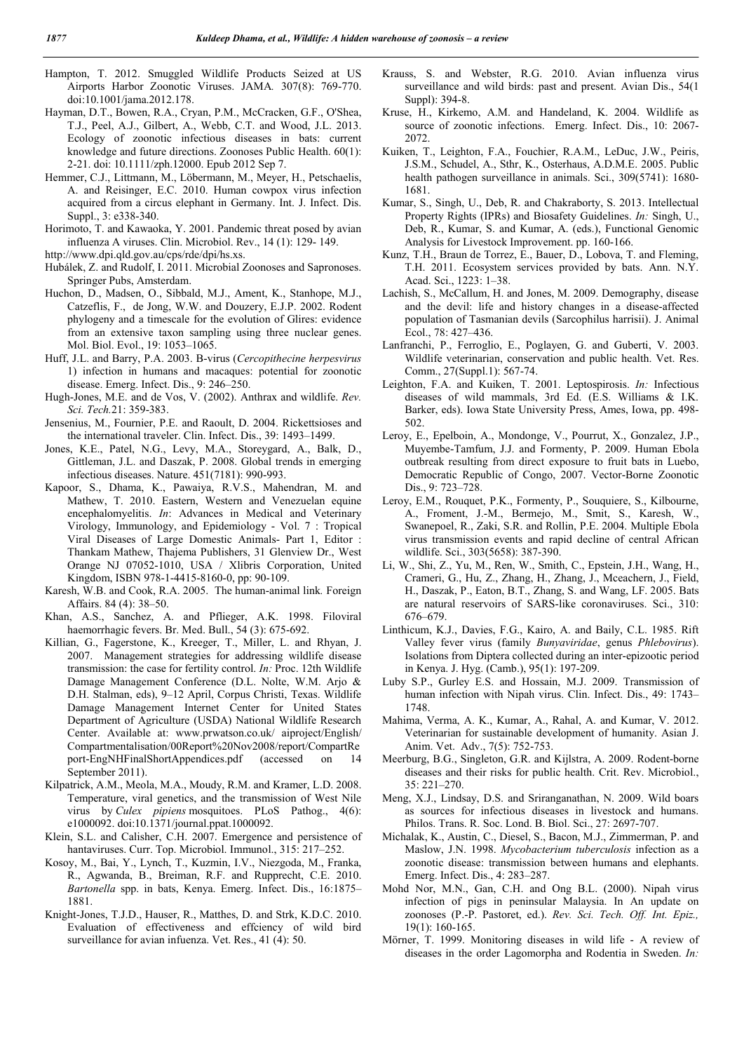Hampton, T. 2012. Smuggled Wildlife Products Seized at US Airports Harbor Zoonotic Viruses. JAMA. 307(8): 769-770. doi:10.1001/jama.2012.178.

Hayman, D.T., Bowen, R.A., Cryan, P.M., McCracken, G.F., O'Shea, T.J., Peel, A.J., Gilbert, A., Webb, C.T. and Wood, J.L. 2013. Ecology of zoonotic infectious diseases in bats: current knowledge and future directions. Zoonoses Public Health. 60(1): 2-21. doi: 10.1111/zph.12000. Epub 2012 Sep 7.

Hemmer, C.J., Littmann, M., Löbermann, M., Meyer, H., Petschaelis, A. and Reisinger, E.C. 2010. Human cowpox virus infection acquired from a circus elephant in Germany. Int. J. Infect. Dis. Suppl., 3: e338-340.

Horimoto, T. and Kawaoka, Y. 2001. Pandemic threat posed by avian influenza A viruses. Clin. Microbiol. Rev., 14 (1): 129- 149.

http://www.dpi.qld.gov.au/cps/rde/dpi/hs.xs.

Hubálek, Z. and Rudolf, I. 2011. Microbial Zoonoses and Sapronoses. Springer Pubs, Amsterdam.

Huchon, D., Madsen, O., Sibbald, M.J., Ament, K., Stanhope, M.J., Catzeflis, F., de Jong, W.W. and Douzery, E.J.P. 2002. Rodent phylogeny and a timescale for the evolution of Glires: evidence from an extensive taxon sampling using three nuclear genes. Mol. Biol. Evol., 19: 1053–1065.

Huff, J.L. and Barry, P.A. 2003. B-virus (*Cercopithecine herpesvirus* 1) infection in humans and macaques: potential for zoonotic disease. Emerg. Infect. Dis., 9: 246–250.

Hugh-Jones, M.E. and de Vos, V. (2002). Anthrax and wildlife. *Rev. Sci. Tech.*21: 359-383.

Jensenius, M., Fournier, P.E. and Raoult, D. 2004. Rickettsioses and the international traveler. Clin. Infect. Dis., 39: 1493–1499.

Jones, K.E., Patel, N.G., Levy, M.A., Storeygard, A., Balk, D., Gittleman, J.L. and Daszak, P. 2008. Global trends in emerging infectious diseases. Nature. 451(7181): 990-993.

Kapoor, S., Dhama, K., Pawaiya, R.V.S., Mahendran, M. and Mathew, T. 2010. Eastern, Western and Venezuelan equine encephalomyelitis. *In*: Advances in Medical and Veterinary Virology, Immunology, and Epidemiology - Vol. 7 : Tropical Viral Diseases of Large Domestic Animals- Part 1, Editor : Thankam Mathew, Thajema Publishers, 31 Glenview Dr., West Orange NJ 07052-1010, USA / Xlibris Corporation, United Kingdom, ISBN 978-1-4415-8160-0, pp: 90-109.

Karesh, W.B. and Cook, R.A. 2005. The human-animal link. Foreign Affairs. 84 (4): 38–50.

Khan, A.S., Sanchez, A. and Pflieger, A.K. 1998. Filoviral haemorrhagic fevers. Br. Med. Bull., 54 (3): 675-692.

Killian, G., Fagerstone, K., Kreeger, T., Miller, L. and Rhyan, J. 2007. Management strategies for addressing wildlife disease transmission: the case for fertility control. *In:* Proc. 12th Wildlife Damage Management Conference (D.L. Nolte, W.M. Arjo & D.H. Stalman, eds), 9–12 April, Corpus Christi, Texas. Wildlife Damage Management Internet Center for United States Department of Agriculture (USDA) National Wildlife Research Center. Available at: www.prwatson.co.uk/ aiproject/English/ Compartmentalisation/00Report%20Nov2008/report/CompartReport-EngNHFinalShortAppendices.pdf (accessed on 14 September 2011).

Kilpatrick, A.M., Meola, M.A., Moudy, R.M. and Kramer, L.D. 2008. Temperature, viral genetics, and the transmission of West Nile virus by *Culex pipiens* mosquitoes. PLoS Pathog., 4(6): e1000092. doi:10.1371/journal.ppat.1000092.

Klein, S.L. and Calisher, C.H. 2007. Emergence and persistence of hantaviruses. Curr. Top. Microbiol. Immunol., 315: 217–252.

Kosoy, M., Bai, Y., Lynch, T., Kuzmin, I.V., Niezgoda, M., Franka, R., Agwanda, B., Breiman, R.F. and Rupprecht, C.E. 2010. *Bartonella* spp. in bats, Kenya. Emerg. Infect. Dis., 16:1875–1881.

Knight-Jones, T.J.D., Hauser, R., Matthes, D. and Strk, K.D.C. 2010. Evaluation of effectiveness and effciency of wild bird surveillance for avian infuenza. Vet. Res., 41 (4): 50.

Krauss, S. and Webster, R.G. 2010. Avian influenza virus surveillance and wild birds: past and present. Avian Dis., 54(1 Suppl): 394-8.

Kruse, H., Kirkemo, A.M. and Handeland, K. 2004. Wildlife as source of zoonotic infections. Emerg. Infect. Dis., 10: 2067-2072.

Kuiken, T., Leighton, F.A., Fouchier, R.A.M., LeDuc, J.W., Peiris, J.S.M., Schudel, A., Sthr, K., Osterhaus, A.D.M.E. 2005. Public health pathogen surveillance in animals. Sci., 309(5741): 1680-1681.

Kumar, S., Singh, U., Deb, R. and Chakraborty, S. 2013. Intellectual Property Rights (IPRs) and Biosafety Guidelines. *In:* Singh, U., Deb, R., Kumar, S. and Kumar, A. (eds.), Functional Genomic Analysis for Livestock Improvement. pp. 160-166.

Kunz, T.H., Braun de Torrez, E., Bauer, D., Lobova, T. and Fleming, T.H. 2011. Ecosystem services provided by bats. Ann. N.Y. Acad. Sci., 1223: 1–38.

Lachish, S., McCallum, H. and Jones, M. 2009. Demography, disease and the devil: life and history changes in a disease-affected population of Tasmanian devils (Sarcophilus harrisii). J. Animal Ecol., 78: 427–436.

Lanfranchi, P., Ferroglio, E., Poglayen, G. and Guberti, V. 2003. Wildlife veterinarian, conservation and public health. Vet. Res. Comm., 27(Suppl.1): 567-74.

Leighton, F.A. and Kuiken, T. 2001. Leptospirosis. *In:* Infectious diseases of wild mammals, 3rd Ed. (E.S. Williams & I.K. Barker, eds). Iowa State University Press, Ames, Iowa, pp. 498-502.

Leroy, E., Epelboin, A., Mondonge, V., Pourrut, X., Gonzalez, J.P., Muyembe-Tamfum, J.J. and Formenty, P. 2009. Human Ebola outbreak resulting from direct exposure to fruit bats in Luebo, Democratic Republic of Congo, 2007. Vector-Borne Zoonotic Dis., 9: 723–728.

Leroy, E.M., Rouquet, P.K., Formenty, P., Souquiere, S., Kilbourne, A., Froment, J.-M., Bermejo, M., Smit, S., Karesh, W., Swanepoel, R., Zaki, S.R. and Rollin, P.E. 2004. Multiple Ebola virus transmission events and rapid decline of central African wildlife. Sci., 303(5658): 387-390.

Li, W., Shi, Z., Yu, M., Ren, W., Smith, C., Epstein, J.H., Wang, H., Crameri, G., Hu, Z., Zhang, H., Zhang, J., Mceachern, J., Field, H., Daszak, P., Eaton, B.T., Zhang, S. and Wang, LF. 2005. Bats are natural reservoirs of SARS-like coronaviruses. Sci., 310: 676–679.

Linthicum, K.J., Davies, F.G., Kairo, A. and Baily, C.L. 1985. Rift Valley fever virus (family *Bunyaviridae*, genus *Phlebovirus*). Isolations from Diptera collected during an inter-epizootic period in Kenya. J. Hyg. (Camb.), 95(1): 197-209.

Luby S.P., Gurley E.S. and Hossain, M.J. 2009. Transmission of human infection with Nipah virus. Clin. Infect. Dis., 49: 1743–1748.

Mahima, Verma, A. K., Kumar, A., Rahal, A. and Kumar, V. 2012. Veterinarian for sustainable development of humanity. Asian J. Anim. Vet. Adv., 7(5): 752-753.

Meerburg, B.G., Singleton, G.R. and Kijlstra, A. 2009. Rodent-borne diseases and their risks for public health. Crit. Rev. Microbiol., 35: 221–270.

Meng, X.J., Lindsay, D.S. and Sriranganathan, N. 2009. Wild boars as sources for infectious diseases in livestock and humans. Philos. Trans. R. Soc. Lond. B. Biol. Sci., 27: 2697-707.

Michalak, K., Austin, C., Diesel, S., Bacon, M.J., Zimmerman, P. and Maslow, J.N. 1998. *Mycobacterium tuberculosis* infection as a zoonotic disease: transmission between humans and elephants. Emerg. Infect. Dis., 4: 283–287.

Mohd Nor, M.N., Gan, C.H. and Ong B.L. (2000). Nipah virus infection of pigs in peninsular Malaysia. In An update on zoonoses (P.-P. Pastoret, ed.). *Rev. Sci. Tech. Off. Int. Epiz.,* 19(1): 160-165.

Mörner, T. 1999. Monitoring diseases in wild life - A review of diseases in the order Lagomorpha and Rodentia in Sweden. *In:*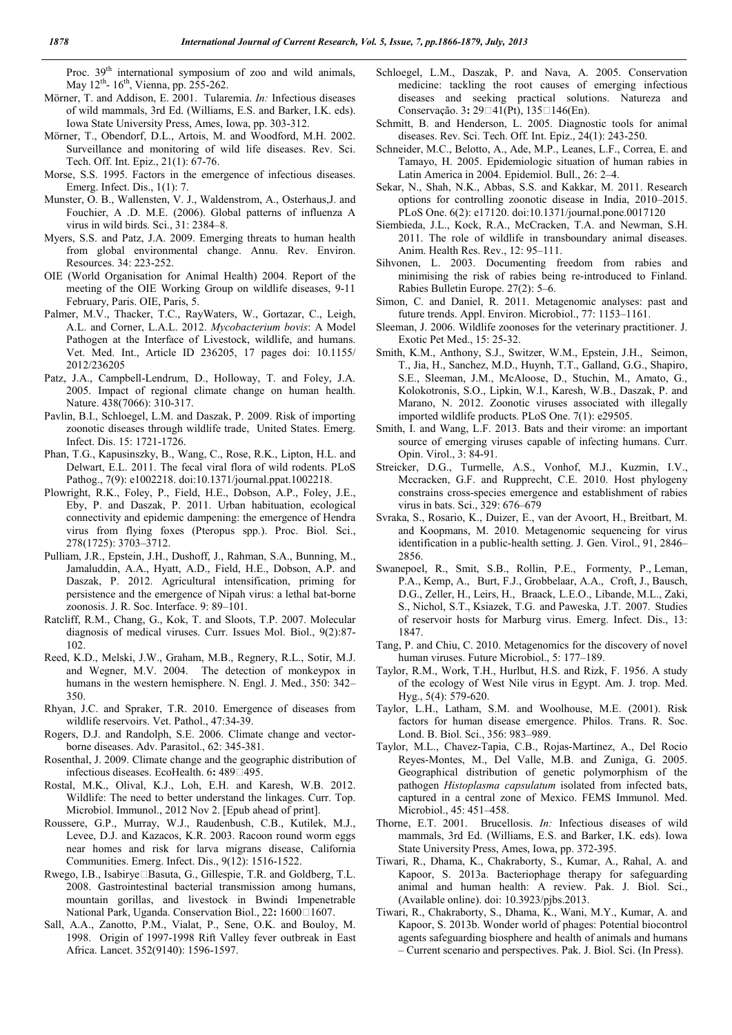Proc. 39th international symposium of zoo and wild animals, May 12th- 16th, Vienna, pp. 255-262.

Mörner, T. and Addison, E. 2001. Tularemia. *In:* Infectious diseases of wild mammals, 3rd Ed. (Williams, E.S. and Barker, I.K. eds). Iowa State University Press, Ames, Iowa, pp. 303-312.

Mörner, T., Obendorf, D.L., Artois, M. and Woodford, M.H. 2002. Surveillance and monitoring of wild life diseases. Rev. Sci. Tech. Off. Int. Epiz., 21(1): 67-76.

Morse, S.S. 1995. Factors in the emergence of infectious diseases. Emerg. Infect. Dis., 1(1): 7.

Munster, O. B., Wallensten, V. J., Waldenstrom, A., Osterhaus,J. and Fouchier, A .D. M.E. (2006). Global patterns of influenza A virus in wild birds*.* Sci., 31: 2384–8.

Myers, S.S. and Patz, J.A. 2009. Emerging threats to human health from global environmental change. Annu. Rev. Environ. Resources. 34: 223-252.

OIE (World Organisation for Animal Health) 2004. Report of the meeting of the OIE Working Group on wildlife diseases, 9-11 February, Paris. OIE, Paris, 5.

Palmer, M.V., Thacker, T.C., RayWaters, W., Gortazar, C., Leigh, A.L. and Corner, L.A.L. 2012. *Mycobacterium bovis*: A Model Pathogen at the Interface of Livestock, wildlife, and humans. Vet. Med. Int., Article ID 236205, 17 pages doi: 10.1155/ 2012/236205

Patz, J.A., Campbell-Lendrum, D., Holloway, T. and Foley, J.A. 2005. Impact of regional climate change on human health. Nature. 438(7066): 310-317.

Pavlin, B.I., Schloegel, L.M. and Daszak, P. 2009. Risk of importing zoonotic diseases through wildlife trade, United States. Emerg. Infect. Dis. 15: 1721-1726.

Phan, T.G., Kapusinszky, B., Wang, C., Rose, R.K., Lipton, H.L. and Delwart, E.L. 2011. The fecal viral flora of wild rodents. PLoS Pathog., 7(9): e1002218. doi:10.1371/journal.ppat.1002218.

Plowright, R.K., Foley, P., Field, H.E., Dobson, A.P., Foley, J.E., Eby, P. and Daszak, P. 2011. Urban habituation, ecological connectivity and epidemic dampening: the emergence of Hendra virus from flying foxes (Pteropus spp.). Proc. Biol. Sci., 278(1725): 3703–3712.

Pulliam, J.R., Epstein, J.H., Dushoff, J., Rahman, S.A., Bunning, M., Jamaluddin, A.A., Hyatt, A.D., Field, H.E., Dobson, A.P. and Daszak, P. 2012. Agricultural intensification, priming for persistence and the emergence of Nipah virus: a lethal bat-borne zoonosis. J. R. Soc. Interface. 9: 89–101.

Ratcliff, R.M., Chang, G., Kok, T. and Sloots, T.P. 2007. Molecular diagnosis of medical viruses. Curr. Issues Mol. Biol., 9(2):87-102.

Reed, K.D., Melski, J.W., Graham, M.B., Regnery, R.L., Sotir, M.J. and Wegner, M.V. 2004. The detection of monkeypox in humans in the western hemisphere. N. Engl. J. Med., 350: 342–350.

Rhyan, J.C. and Spraker, T.R. 2010. Emergence of diseases from wildlife reservoirs. Vet. Pathol., 47:34-39.

Rogers, D.J. and Randolph, S.E. 2006. Climate change and vector-borne diseases. Adv. Parasitol., 62: 345-381.

Rosenthal, J. 2009. Climate change and the geographic distribution of infectious diseases. EcoHealth. 6**:** 489□495.

Rostal, M.K., Olival, K.J., Loh, E.H. and Karesh, W.B. 2012. Wildlife: The need to better understand the linkages. Curr. Top. Microbiol. Immunol., 2012 Nov 2. [Epub ahead of print].

Roussere, G.P., Murray, W.J., Raudenbush, C.B., Kutilek, M.J., Levee, D.J. and Kazacos, K.R. 2003. Racoon round worm eggs near homes and risk for larva migrans disease, California Communities. Emerg. Infect. Dis., 9(12): 1516-1522.

Rwego, I.B., Isabirye□Basuta, G., Gillespie, T.R. and Goldberg, T.L. 2008. Gastrointestinal bacterial transmission among humans, mountain gorillas, and livestock in Bwindi Impenetrable National Park, Uganda. Conservation Biol., 22**:** 1600□1607.

Sall, A.A., Zanotto, P.M., Vialat, P., Sene, O.K. and Bouloy, M. 1998. Origin of 1997-1998 Rift Valley fever outbreak in East Africa. Lancet. 352(9140): 1596-1597.

Schloegel, L.M., Daszak, P. and Nava, A. 2005. Conservation medicine: tackling the root causes of emerging infectious diseases and seeking practical solutions. Natureza and Conservação. 3**:** 29□41(Pt), 135□146(En).

Schmitt, B. and Henderson, L. 2005. Diagnostic tools for animal diseases. Rev. Sci. Tech. Off. Int. Epiz., 24(1): 243-250.

Schneider, M.C., Belotto, A., Ade, M.P., Leanes, L.F., Correa, E. and Tamayo, H. 2005. Epidemiologic situation of human rabies in Latin America in 2004. Epidemiol. Bull., 26: 2–4.

Sekar, N., Shah, N.K., Abbas, S.S. and Kakkar, M. 2011. Research options for controlling zoonotic disease in India, 2010–2015. PLoS One. 6(2): e17120. doi:10.1371/journal.pone.0017120

Siembieda, J.L., Kock, R.A., McCracken, T.A. and Newman, S.H. 2011. The role of wildlife in transboundary animal diseases. Anim. Health Res. Rev., 12: 95–111.

Sihvonen, L. 2003. Documenting freedom from rabies and minimising the risk of rabies being re-introduced to Finland. Rabies Bulletin Europe. 27(2): 5–6.

Simon, C. and Daniel, R. 2011. Metagenomic analyses: past and future trends. Appl. Environ. Microbiol., 77: 1153–1161.

Sleeman, J. 2006. Wildlife zoonoses for the veterinary practitioner. J. Exotic Pet Med., 15: 25-32.

Smith, K.M., Anthony, S.J., Switzer, W.M., Epstein, J.H., Seimon, T., Jia, H., Sanchez, M.D., Huynh, T.T., Galland, G.G., Shapiro, S.E., Sleeman, J.M., McAloose, D., Stuchin, M., Amato, G., Kolokotronis, S.O., Lipkin, W.I., Karesh, W.B., Daszak, P. and Marano, N. 2012. Zoonotic viruses associated with illegally imported wildlife products. PLoS One. 7(1): e29505.

Smith, I. and Wang, L.F. 2013. Bats and their virome: an important source of emerging viruses capable of infecting humans. Curr. Opin. Virol., 3: 84-91.

Streicker, D.G., Turmelle, A.S., Vonhof, M.J., Kuzmin, I.V., Mccracken, G.F. and Rupprecht, C.E. 2010. Host phylogeny constrains cross-species emergence and establishment of rabies virus in bats. Sci., 329: 676–679

Svraka, S., Rosario, K., Duizer, E., van der Avoort, H., Breitbart, M. and Koopmans, M. 2010. Metagenomic sequencing for virus identification in a public-health setting. J. Gen. Virol., 91, 2846–2856.

Swanepoel, R., Smit, S.B., Rollin, P.E., Formenty, P., Leman, P.A., Kemp, A., Burt, F.J., Grobbelaar, A.A., Croft, J., Bausch, D.G., Zeller, H., Leirs, H., Braack, L.E.O., Libande, M.L., Zaki, S., Nichol, S.T., Ksiazek, T.G. and Paweska, J.T. 2007. Studies of reservoir hosts for Marburg virus. Emerg. Infect. Dis., 13: 1847.

Tang, P. and Chiu, C. 2010. Metagenomics for the discovery of novel human viruses. Future Microbiol., 5: 177–189.

Taylor, R.M., Work, T.H., Hurlbut, H.S. and Rizk, F. 1956. A study of the ecology of West Nile virus in Egypt. Am. J. trop. Med. Hyg., 5(4): 579-620.

Taylor, L.H., Latham, S.M. and Woolhouse, M.E. (2001). Risk factors for human disease emergence. Philos. Trans. R. Soc. Lond. B. Biol. Sci., 356: 983–989.

Taylor, M.L., Chavez-Tapia, C.B., Rojas-Martinez, A., Del Rocio Reyes-Montes, M., Del Valle, M.B. and Zuniga, G. 2005. Geographical distribution of genetic polymorphism of the pathogen *Histoplasma capsulatum* isolated from infected bats, captured in a central zone of Mexico. FEMS Immunol. Med. Microbiol., 45: 451–458.

Thorne, E.T. 2001. Brucellosis. *In:* Infectious diseases of wild mammals, 3rd Ed. (Williams, E.S. and Barker, I.K. eds). Iowa State University Press, Ames, Iowa, pp. 372-395.

Tiwari, R., Dhama, K., Chakraborty, S., Kumar, A., Rahal, A. and Kapoor, S. 2013a. Bacteriophage therapy for safeguarding animal and human health: A review. Pak. J. Biol. Sci., (Available online). doi: 10.3923/pjbs.2013.

Tiwari, R., Chakraborty, S., Dhama, K., Wani, M.Y., Kumar, A. and Kapoor, S. 2013b. Wonder world of phages: Potential biocontrol agents safeguarding biosphere and health of animals and humans – Current scenario and perspectives. Pak. J. Biol. Sci. (In Press).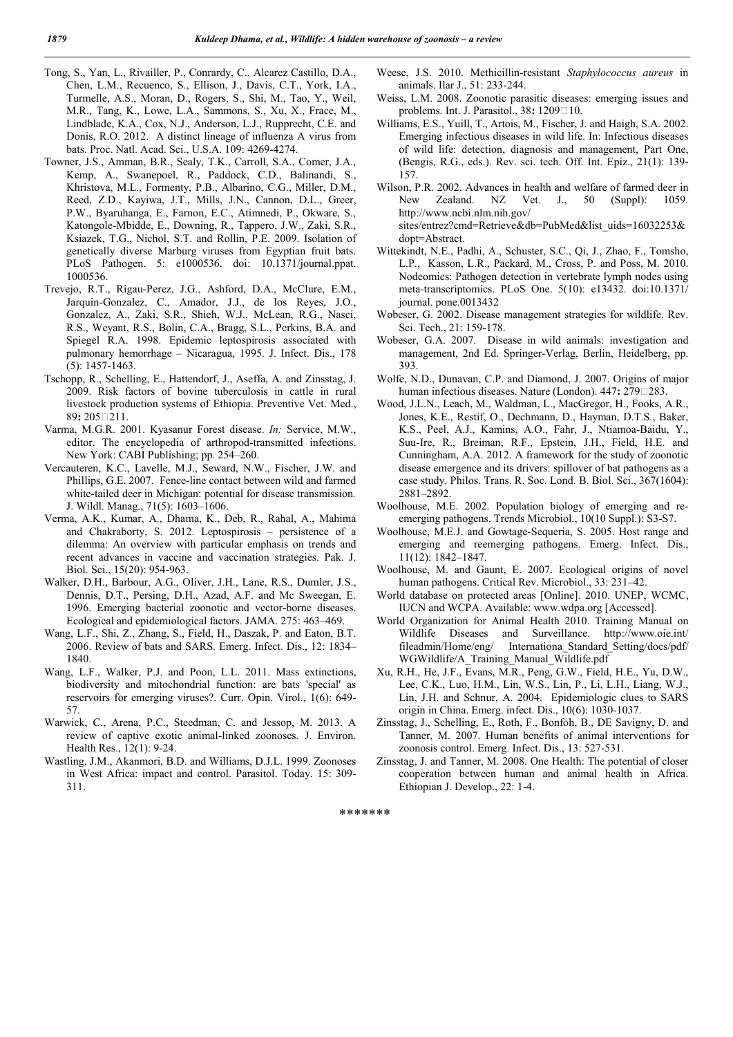Tong, S., Yan, L., Rivailler, P., Conrardy, C., Alcarez Castillo, D.A., Chen, L.M., Recuenco, S., Ellison, J., Davis, C.T., York, I.A., Turmelle, A.S., Moran, D., Rogers, S., Shi, M., Tao, Y., Weil, M.R., Tang, K., Lowe, L.A., Sammons, S., Xu, X., Frace, M., Lindblade, K.A., Cox, N.J., Anderson, L.J., Rupprecht, C.E. and Donis, R.O. 2012. A distinct lineage of influenza A virus from bats. Proc. Natl. Acad. Sci., U.S.A. 109: 4269-4274.

Towner, J.S., Amman, B.R., Sealy, T.K., Carroll, S.A., Comer, J.A., Kemp, A., Swanepoel, R., Paddock, C.D., Balinandi, S., Khristova, M.L., Formenty, P.B., Albarino, C.G., Miller, D.M., Reed, Z.D., Kayiwa, J.T., Mills, J.N., Cannon, D.L., Greer, P.W., Byaruhanga, E., Farnon, E.C., Atimnedi, P., Okware, S., Katongole-Mbidde, E., Downing, R., Tappero, J.W., Zaki, S.R., Ksiazek, T.G., Nichol, S.T. and Rollin, P.E. 2009. Isolation of genetically diverse Marburg viruses from Egyptian fruit bats. PLoS Pathogen. 5: e1000536. doi: 10.1371/journal.ppat. 1000536.

Trevejo, R.T., Rigau-Perez, J.G., Ashford, D.A., McClure, E.M., Jarquin-Gonzalez, C., Amador, J.J., de los Reyes, J.O., Gonzalez, A., Zaki, S.R., Shieh, W.J., McLean, R.G., Nasci, R.S., Weyant, R.S., Bolin, C.A., Bragg, S.L., Perkins, B.A. and Spiegel R.A. 1998. Epidemic leptospirosis associated with pulmonary hemorrhage – Nicaragua, 1995. J. Infect. Dis., 178 (5): 1457-1463.

Tschopp, R., Schelling, E., Hattendorf, J., Aseffa, A. and Zinsstag, J. 2009. Risk factors of bovine tuberculosis in cattle in rural livestock production systems of Ethiopia. Preventive Vet. Med., 89**:** 205–211.

Varma, M.G.R. 2001. Kyasanur Forest disease. *In:* Service, M.W., editor. The encyclopedia of arthropod-transmitted infections. New York: CABI Publishing; pp. 254–260.

Vercauteren, K.C., Lavelle, M.J., Seward, N.W., Fischer, J.W. and Phillips, G.E. 2007. Fence-line contact between wild and farmed white-tailed deer in Michigan: potential for disease transmission*.* J. Wildl. Manag., 71(5): 1603–1606.

Verma, A.K., Kumar, A., Dhama, K., Deb, R., Rahal, A., Mahima and Chakraborty, S. 2012. Leptospirosis – persistence of a dilemma: An overview with particular emphasis on trends and recent advances in vaccine and vaccination strategies. Pak. J. Biol. Sci., 15(20): 954-963.

Walker, D.H., Barbour, A.G., Oliver, J.H., Lane, R.S., Dumler, J.S., Dennis, D.T., Persing, D.H., Azad, A.F. and Mc Sweegan, E. 1996. Emerging bacterial zoonotic and vector-borne diseases. Ecological and epidemiological factors. JAMA. 275: 463–469.

Wang, L.F., Shi, Z., Zhang, S., Field, H., Daszak, P. and Eaton, B.T. 2006. Review of bats and SARS. Emerg. Infect. Dis., 12: 1834–1840.

Wang, L.F., Walker, P.J. and Poon, L.L. 2011. Mass extinctions, biodiversity and mitochondrial function: are bats 'special' as reservoirs for emerging viruses?. Curr. Opin. Virol., 1(6): 649-57.

Warwick, C., Arena, P.C., Steedman, C. and Jessop, M. 2013. A review of captive exotic animal-linked zoonoses. J. Environ. Health Res., 12(1): 9-24.

Wastling, J.M., Akanmori, B.D. and Williams, D.J.L. 1999. Zoonoses in West Africa: impact and control. Parasitol. Today. 15: 309-311.

Weese, J.S. 2010. Methicillin-resistant *Staphylococcus aureus* in animals. Ilar J., 51: 233-244.

Weiss, L.M. 2008. Zoonotic parasitic diseases: emerging issues and problems. Int. J. Parasitol., 38**:** 1209–10.

Williams, E.S., Yuill, T., Artois, M., Fischer, J. and Haigh, S.A. 2002. Emerging infectious diseases in wild life. In: Infectious diseases of wild life: detection, diagnosis and management, Part One, (Bengis, R.G., eds.). Rev. sci. tech. Off. Int. Epiz., 21(1): 139-157.

Wilson, P.R. 2002. Advances in health and welfare of farmed deer in New Zealand. NZ Vet. J., 50 (Suppl): 1059. http://www.ncbi.nlm.nih.gov/sites/entrez?cmd=Retrieve&db=PubMed&list_uids=16032253&dopt=Abstract.

Wittekindt, N.E., Padhi, A., Schuster, S.C., Qi, J., Zhao, F., Tomsho, L.P., Kasson, L.R., Packard, M., Cross, P. and Poss, M. 2010. Nodeomics: Pathogen detection in vertebrate lymph nodes using meta-transcriptomics. PLoS One. 5(10): e13432. doi:10.1371/journal. pone.0013432

Wobeser, G. 2002. Disease management strategies for wildlife. Rev. Sci. Tech., 21: 159-178.

Wobeser, G.A. 2007. Disease in wild animals: investigation and management, 2nd Ed. Springer-Verlag, Berlin, Heidelberg, pp. 393.

Wolfe, N.D., Dunavan, C.P. and Diamond, J. 2007. Origins of major human infectious diseases. Nature (London). 447**:** 279–283.

Wood, J.L.N., Leach, M., Waldman, L., MacGregor, H., Fooks, A.R., Jones, K.E., Restif, O., Dechmann, D., Hayman, D.T.S., Baker, K.S., Peel, A.J., Kamins, A.O., Fahr, J., Ntiamoa-Baidu, Y., Suu-Ire, R., Breiman, R.F., Epstein, J.H., Field, H.E. and Cunningham, A.A. 2012. A framework for the study of zoonotic disease emergence and its drivers: spillover of bat pathogens as a case study. Philos. Trans. R. Soc. Lond. B. Biol. Sci., 367(1604): 2881–2892.

Woolhouse, M.E. 2002. Population biology of emerging and re-emerging pathogens. Trends Microbiol., 10(10 Suppl.): S3-S7.

Woolhouse, M.E.J. and Gowtage-Sequeria, S. 2005. Host range and emerging and reemerging pathogens. Emerg. Infect. Dis., 11(12): 1842–1847.

Woolhouse, M. and Gaunt, E. 2007. Ecological origins of novel human pathogens. Critical Rev. Microbiol., 33: 231–42.

World database on protected areas [Online]. 2010. UNEP, WCMC, IUCN and WCPA. Available: www.wdpa.org [Accessed].

World Organization for Animal Health 2010. Training Manual on Wildlife Diseases and Surveillance. http://www.oie.int/fileadmin/Home/eng/ Internationa_Standard_Setting/docs/pdf/WGWildlife/A_Training_Manual_Wildlife.pdf

Xu, R.H., He, J.F., Evans, M.R., Peng, G.W., Field, H.E., Yu, D.W., Lee, C.K., Luo, H.M., Lin, W.S., Lin, P., Li, L.H., Liang, W.J., Lin, J.H. and Schnur, A. 2004. Epidemiologic clues to SARS origin in China. Emerg. infect. Dis., 10(6): 1030-1037.

Zinsstag, J., Schelling, E., Roth, F., Bonfoh, B., DE Savigny, D. and Tanner, M. 2007. Human benefits of animal interventions for zoonosis control. Emerg. Infect. Dis., 13: 527-531.

Zinsstag, J. and Tanner, M. 2008. One Health: The potential of closer cooperation between human and animal health in Africa. Ethiopian J. Develop., 22: 1-4.

*******